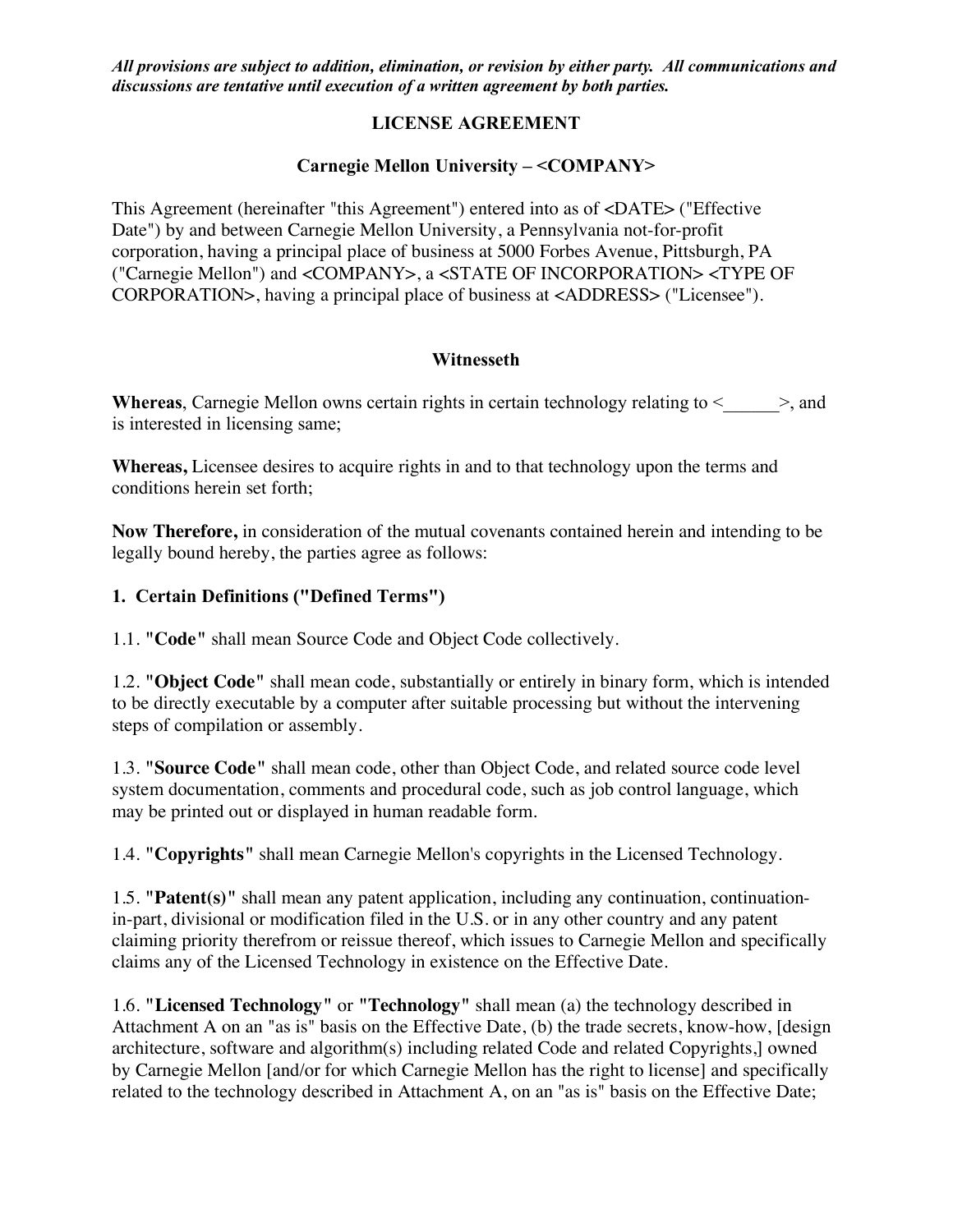***All provisions are subject to addition, elimination, or revision by either party. All communications and discussions are tentative until execution of a written agreement by both parties.***

# LICENSE AGREEMENT

## Carnegie Mellon University – <COMPANY>

This Agreement (hereinafter "this Agreement") entered into as of <DATE> ("Effective Date") by and between Carnegie Mellon University, a Pennsylvania not-for-profit corporation, having a principal place of business at 5000 Forbes Avenue, Pittsburgh, PA ("Carnegie Mellon") and <COMPANY>, a <STATE OF INCORPORATION> <TYPE OF CORPORATION>, having a principal place of business at <ADDRESS> ("Licensee").

## Witnesseth

**Whereas**, Carnegie Mellon owns certain rights in certain technology relating to <______>, and is interested in licensing same;

**Whereas,** Licensee desires to acquire rights in and to that technology upon the terms and conditions herein set forth;

**Now Therefore,** in consideration of the mutual covenants contained herein and intending to be legally bound hereby, the parties agree as follows:

### 1. Certain Definitions ("Defined Terms")

1.1. "**Code**" shall mean Source Code and Object Code collectively.

1.2. "**Object Code**" shall mean code, substantially or entirely in binary form, which is intended to be directly executable by a computer after suitable processing but without the intervening steps of compilation or assembly.

1.3. "**Source Code**" shall mean code, other than Object Code, and related source code level system documentation, comments and procedural code, such as job control language, which may be printed out or displayed in human readable form.

1.4. "**Copyrights**" shall mean Carnegie Mellon's copyrights in the Licensed Technology.

1.5. "**Patent(s)**" shall mean any patent application, including any continuation, continuation-in-part, divisional or modification filed in the U.S. or in any other country and any patent claiming priority therefrom or reissue thereof, which issues to Carnegie Mellon and specifically claims any of the Licensed Technology in existence on the Effective Date.

1.6. "**Licensed Technology**" or "**Technology**" shall mean (a) the technology described in Attachment A on an "as is" basis on the Effective Date, (b) the trade secrets, know-how, [design architecture, software and algorithm(s) including related Code and related Copyrights,] owned by Carnegie Mellon [and/or for which Carnegie Mellon has the right to license] and specifically related to the technology described in Attachment A, on an "as is" basis on the Effective Date;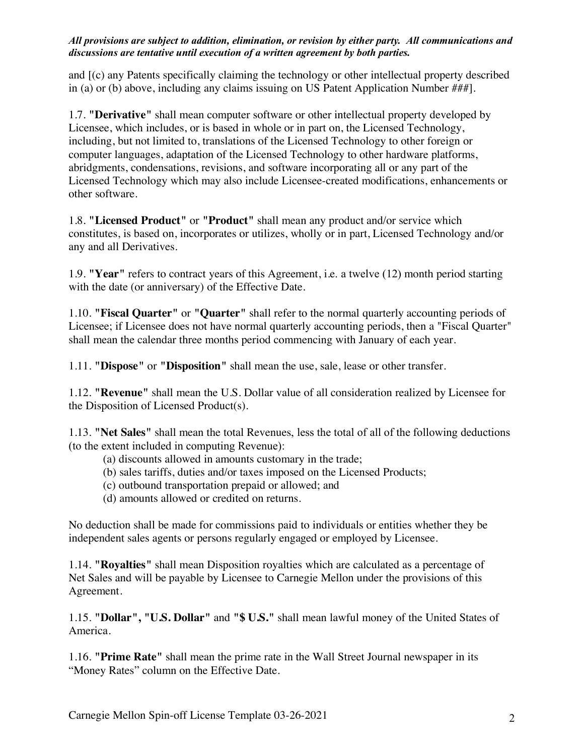*All provisions are subject to addition, elimination, or revision by either party. All communications and discussions are tentative until execution of a written agreement by both parties.*

and [(c) any Patents specifically claiming the technology or other intellectual property described in (a) or (b) above, including any claims issuing on US Patent Application Number ###].

1.7. "**Derivative**" shall mean computer software or other intellectual property developed by Licensee, which includes, or is based in whole or in part on, the Licensed Technology, including, but not limited to, translations of the Licensed Technology to other foreign or computer languages, adaptation of the Licensed Technology to other hardware platforms, abridgments, condensations, revisions, and software incorporating all or any part of the Licensed Technology which may also include Licensee-created modifications, enhancements or other software.

1.8. "**Licensed Product**" or "**Product**" shall mean any product and/or service which constitutes, is based on, incorporates or utilizes, wholly or in part, Licensed Technology and/or any and all Derivatives.

1.9. "**Year**" refers to contract years of this Agreement, i.e. a twelve (12) month period starting with the date (or anniversary) of the Effective Date.

1.10. "**Fiscal Quarter**" or "**Quarter**" shall refer to the normal quarterly accounting periods of Licensee; if Licensee does not have normal quarterly accounting periods, then a "Fiscal Quarter" shall mean the calendar three months period commencing with January of each year.

1.11. "**Dispose**" or "**Disposition**" shall mean the use, sale, lease or other transfer.

1.12. "**Revenue**" shall mean the U.S. Dollar value of all consideration realized by Licensee for the Disposition of Licensed Product(s).

1.13. "**Net Sales**" shall mean the total Revenues, less the total of all of the following deductions (to the extent included in computing Revenue):

(a) discounts allowed in amounts customary in the trade;
(b) sales tariffs, duties and/or taxes imposed on the Licensed Products;
(c) outbound transportation prepaid or allowed; and
(d) amounts allowed or credited on returns.

No deduction shall be made for commissions paid to individuals or entities whether they be independent sales agents or persons regularly engaged or employed by Licensee.

1.14. "**Royalties**" shall mean Disposition royalties which are calculated as a percentage of Net Sales and will be payable by Licensee to Carnegie Mellon under the provisions of this Agreement.

1.15. "**Dollar**", "**U.S. Dollar**" and "**$ U.S.**" shall mean lawful money of the United States of America.

1.16. "**Prime Rate**" shall mean the prime rate in the Wall Street Journal newspaper in its "Money Rates" column on the Effective Date.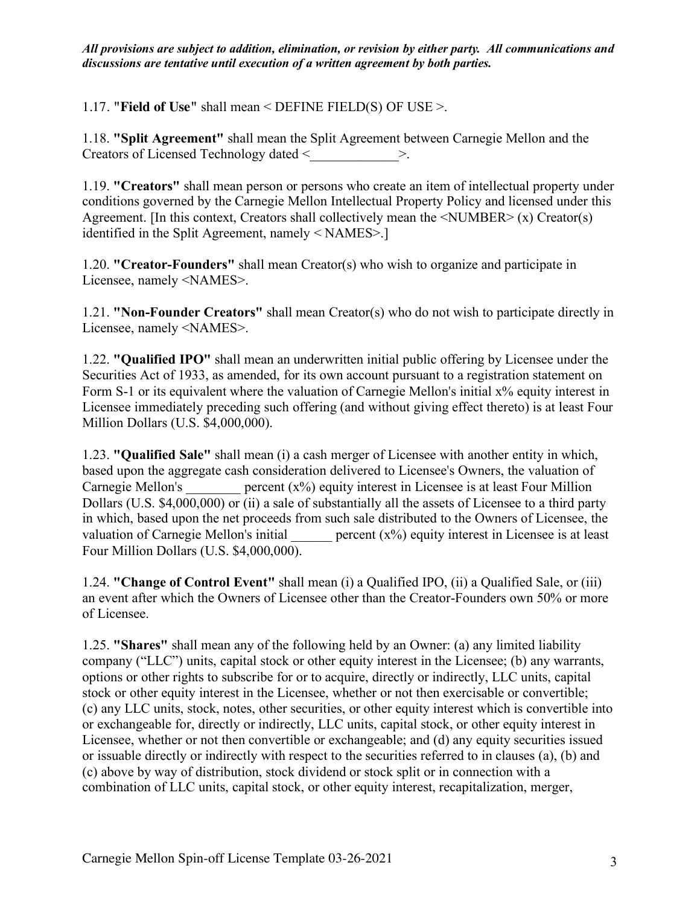***All provisions are subject to addition, elimination, or revision by either party. All communications and discussions are tentative until execution of a written agreement by both parties.***

1.17. "**Field of Use**" shall mean < DEFINE FIELD(S) OF USE >.

1.18. **"Split Agreement"** shall mean the Split Agreement between Carnegie Mellon and the Creators of Licensed Technology dated <_____________>.

1.19. **"Creators"** shall mean person or persons who create an item of intellectual property under conditions governed by the Carnegie Mellon Intellectual Property Policy and licensed under this Agreement. [In this context, Creators shall collectively mean the <NUMBER> (x) Creator(s) identified in the Split Agreement, namely < NAMES>.]

1.20. **"Creator-Founders"** shall mean Creator(s) who wish to organize and participate in Licensee, namely <NAMES>.

1.21. **"Non-Founder Creators"** shall mean Creator(s) who do not wish to participate directly in Licensee, namely <NAMES>.

1.22. **"Qualified IPO"** shall mean an underwritten initial public offering by Licensee under the Securities Act of 1933, as amended, for its own account pursuant to a registration statement on Form S-1 or its equivalent where the valuation of Carnegie Mellon's initial x% equity interest in Licensee immediately preceding such offering (and without giving effect thereto) is at least Four Million Dollars (U.S. $4,000,000).

1.23. **"Qualified Sale"** shall mean (i) a cash merger of Licensee with another entity in which, based upon the aggregate cash consideration delivered to Licensee's Owners, the valuation of Carnegie Mellon's ________ percent (x%) equity interest in Licensee is at least Four Million Dollars (U.S. $4,000,000) or (ii) a sale of substantially all the assets of Licensee to a third party in which, based upon the net proceeds from such sale distributed to the Owners of Licensee, the valuation of Carnegie Mellon's initial ______ percent (x%) equity interest in Licensee is at least Four Million Dollars (U.S. $4,000,000).

1.24. **"Change of Control Event"** shall mean (i) a Qualified IPO, (ii) a Qualified Sale, or (iii) an event after which the Owners of Licensee other than the Creator-Founders own 50% or more of Licensee.

1.25. **"Shares"** shall mean any of the following held by an Owner: (a) any limited liability company ("LLC") units, capital stock or other equity interest in the Licensee; (b) any warrants, options or other rights to subscribe for or to acquire, directly or indirectly, LLC units, capital stock or other equity interest in the Licensee, whether or not then exercisable or convertible; (c) any LLC units, stock, notes, other securities, or other equity interest which is convertible into or exchangeable for, directly or indirectly, LLC units, capital stock, or other equity interest in Licensee, whether or not then convertible or exchangeable; and (d) any equity securities issued or issuable directly or indirectly with respect to the securities referred to in clauses (a), (b) and (c) above by way of distribution, stock dividend or stock split or in connection with a combination of LLC units, capital stock, or other equity interest, recapitalization, merger,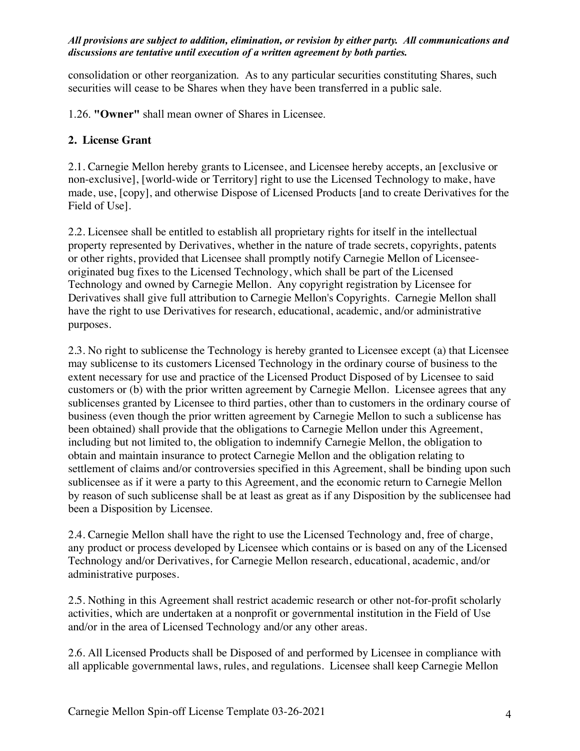*All provisions are subject to addition, elimination, or revision by either party. All communications and discussions are tentative until execution of a written agreement by both parties.*

consolidation or other reorganization. As to any particular securities constituting Shares, such securities will cease to be Shares when they have been transferred in a public sale.

1.26. **"Owner"** shall mean owner of Shares in Licensee.

## 2. License Grant

2.1. Carnegie Mellon hereby grants to Licensee, and Licensee hereby accepts, an [exclusive or non-exclusive], [world-wide or Territory] right to use the Licensed Technology to make, have made, use, [copy], and otherwise Dispose of Licensed Products [and to create Derivatives for the Field of Use].

2.2. Licensee shall be entitled to establish all proprietary rights for itself in the intellectual property represented by Derivatives, whether in the nature of trade secrets, copyrights, patents or other rights, provided that Licensee shall promptly notify Carnegie Mellon of Licensee-originated bug fixes to the Licensed Technology, which shall be part of the Licensed Technology and owned by Carnegie Mellon. Any copyright registration by Licensee for Derivatives shall give full attribution to Carnegie Mellon's Copyrights. Carnegie Mellon shall have the right to use Derivatives for research, educational, academic, and/or administrative purposes.

2.3. No right to sublicense the Technology is hereby granted to Licensee except (a) that Licensee may sublicense to its customers Licensed Technology in the ordinary course of business to the extent necessary for use and practice of the Licensed Product Disposed of by Licensee to said customers or (b) with the prior written agreement by Carnegie Mellon. Licensee agrees that any sublicenses granted by Licensee to third parties, other than to customers in the ordinary course of business (even though the prior written agreement by Carnegie Mellon to such a sublicense has been obtained) shall provide that the obligations to Carnegie Mellon under this Agreement, including but not limited to, the obligation to indemnify Carnegie Mellon, the obligation to obtain and maintain insurance to protect Carnegie Mellon and the obligation relating to settlement of claims and/or controversies specified in this Agreement, shall be binding upon such sublicensee as if it were a party to this Agreement, and the economic return to Carnegie Mellon by reason of such sublicense shall be at least as great as if any Disposition by the sublicensee had been a Disposition by Licensee.

2.4. Carnegie Mellon shall have the right to use the Licensed Technology and, free of charge, any product or process developed by Licensee which contains or is based on any of the Licensed Technology and/or Derivatives, for Carnegie Mellon research, educational, academic, and/or administrative purposes.

2.5. Nothing in this Agreement shall restrict academic research or other not-for-profit scholarly activities, which are undertaken at a nonprofit or governmental institution in the Field of Use and/or in the area of Licensed Technology and/or any other areas.

2.6. All Licensed Products shall be Disposed of and performed by Licensee in compliance with all applicable governmental laws, rules, and regulations. Licensee shall keep Carnegie Mellon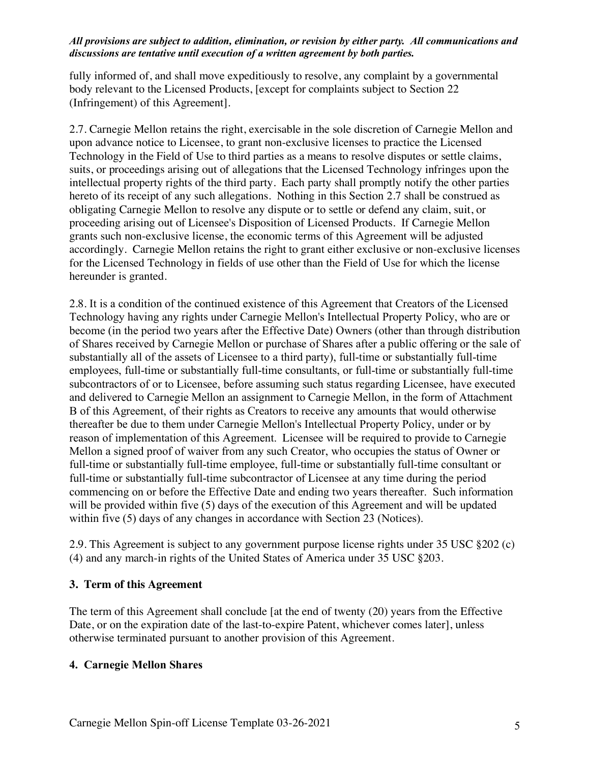fully informed of, and shall move expeditiously to resolve, any complaint by a governmental body relevant to the Licensed Products, [except for complaints subject to Section 22 (Infringement) of this Agreement].

2.7. Carnegie Mellon retains the right, exercisable in the sole discretion of Carnegie Mellon and upon advance notice to Licensee, to grant non-exclusive licenses to practice the Licensed Technology in the Field of Use to third parties as a means to resolve disputes or settle claims, suits, or proceedings arising out of allegations that the Licensed Technology infringes upon the intellectual property rights of the third party. Each party shall promptly notify the other parties hereto of its receipt of any such allegations. Nothing in this Section 2.7 shall be construed as obligating Carnegie Mellon to resolve any dispute or to settle or defend any claim, suit, or proceeding arising out of Licensee's Disposition of Licensed Products. If Carnegie Mellon grants such non-exclusive license, the economic terms of this Agreement will be adjusted accordingly. Carnegie Mellon retains the right to grant either exclusive or non-exclusive licenses for the Licensed Technology in fields of use other than the Field of Use for which the license hereunder is granted.

2.8. It is a condition of the continued existence of this Agreement that Creators of the Licensed Technology having any rights under Carnegie Mellon's Intellectual Property Policy, who are or become (in the period two years after the Effective Date) Owners (other than through distribution of Shares received by Carnegie Mellon or purchase of Shares after a public offering or the sale of substantially all of the assets of Licensee to a third party), full-time or substantially full-time employees, full-time or substantially full-time consultants, or full-time or substantially full-time subcontractors of or to Licensee, before assuming such status regarding Licensee, have executed and delivered to Carnegie Mellon an assignment to Carnegie Mellon, in the form of Attachment B of this Agreement, of their rights as Creators to receive any amounts that would otherwise thereafter be due to them under Carnegie Mellon's Intellectual Property Policy, under or by reason of implementation of this Agreement. Licensee will be required to provide to Carnegie Mellon a signed proof of waiver from any such Creator, who occupies the status of Owner or full-time or substantially full-time employee, full-time or substantially full-time consultant or full-time or substantially full-time subcontractor of Licensee at any time during the period commencing on or before the Effective Date and ending two years thereafter. Such information will be provided within five (5) days of the execution of this Agreement and will be updated within five (5) days of any changes in accordance with Section 23 (Notices).

2.9. This Agreement is subject to any government purpose license rights under 35 USC §202 (c) (4) and any march-in rights of the United States of America under 35 USC §203.

## 3. Term of this Agreement

The term of this Agreement shall conclude [at the end of twenty (20) years from the Effective Date, or on the expiration date of the last-to-expire Patent, whichever comes later], unless otherwise terminated pursuant to another provision of this Agreement.

## 4. Carnegie Mellon Shares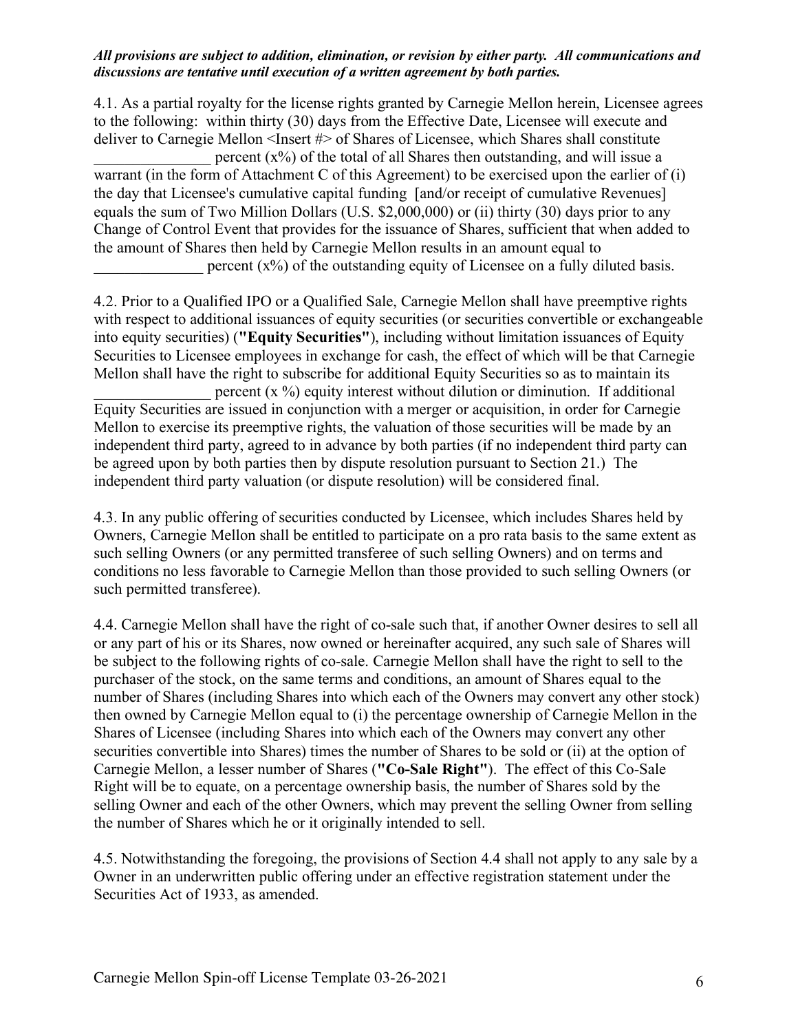***All provisions are subject to addition, elimination, or revision by either party. All communications and discussions are tentative until execution of a written agreement by both parties.***

4.1. As a partial royalty for the license rights granted by Carnegie Mellon herein, Licensee agrees to the following: within thirty (30) days from the Effective Date, Licensee will execute and deliver to Carnegie Mellon <Insert #> of Shares of Licensee, which Shares shall constitute _______________ percent (x%) of the total of all Shares then outstanding, and will issue a warrant (in the form of Attachment C of this Agreement) to be exercised upon the earlier of (i) the day that Licensee's cumulative capital funding [and/or receipt of cumulative Revenues] equals the sum of Two Million Dollars (U.S. $2,000,000) or (ii) thirty (30) days prior to any Change of Control Event that provides for the issuance of Shares, sufficient that when added to the amount of Shares then held by Carnegie Mellon results in an amount equal to ______________ percent (x%) of the outstanding equity of Licensee on a fully diluted basis.

4.2. Prior to a Qualified IPO or a Qualified Sale, Carnegie Mellon shall have preemptive rights with respect to additional issuances of equity securities (or securities convertible or exchangeable into equity securities) (**"Equity Securities"**), including without limitation issuances of Equity Securities to Licensee employees in exchange for cash, the effect of which will be that Carnegie Mellon shall have the right to subscribe for additional Equity Securities so as to maintain its _______________ percent (x %) equity interest without dilution or diminution. If additional Equity Securities are issued in conjunction with a merger or acquisition, in order for Carnegie Mellon to exercise its preemptive rights, the valuation of those securities will be made by an independent third party, agreed to in advance by both parties (if no independent third party can be agreed upon by both parties then by dispute resolution pursuant to Section 21.) The independent third party valuation (or dispute resolution) will be considered final.

4.3. In any public offering of securities conducted by Licensee, which includes Shares held by Owners, Carnegie Mellon shall be entitled to participate on a pro rata basis to the same extent as such selling Owners (or any permitted transferee of such selling Owners) and on terms and conditions no less favorable to Carnegie Mellon than those provided to such selling Owners (or such permitted transferee).

4.4. Carnegie Mellon shall have the right of co-sale such that, if another Owner desires to sell all or any part of his or its Shares, now owned or hereinafter acquired, any such sale of Shares will be subject to the following rights of co-sale. Carnegie Mellon shall have the right to sell to the purchaser of the stock, on the same terms and conditions, an amount of Shares equal to the number of Shares (including Shares into which each of the Owners may convert any other stock) then owned by Carnegie Mellon equal to (i) the percentage ownership of Carnegie Mellon in the Shares of Licensee (including Shares into which each of the Owners may convert any other securities convertible into Shares) times the number of Shares to be sold or (ii) at the option of Carnegie Mellon, a lesser number of Shares (**"Co-Sale Right"**). The effect of this Co-Sale Right will be to equate, on a percentage ownership basis, the number of Shares sold by the selling Owner and each of the other Owners, which may prevent the selling Owner from selling the number of Shares which he or it originally intended to sell.

4.5. Notwithstanding the foregoing, the provisions of Section 4.4 shall not apply to any sale by a Owner in an underwritten public offering under an effective registration statement under the Securities Act of 1933, as amended.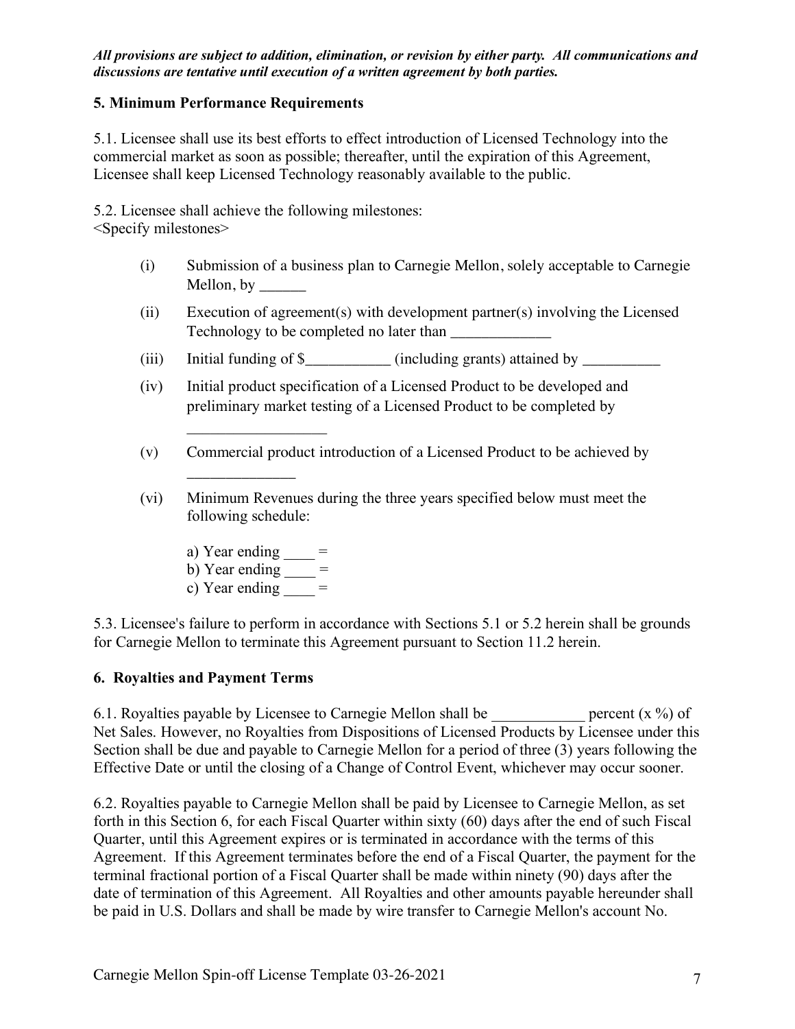***All provisions are subject to addition, elimination, or revision by either party. All communications and discussions are tentative until execution of a written agreement by both parties.***

**5. Minimum Performance Requirements**

5.1. Licensee shall use its best efforts to effect introduction of Licensed Technology into the commercial market as soon as possible; thereafter, until the expiration of this Agreement, Licensee shall keep Licensed Technology reasonably available to the public.

5.2. Licensee shall achieve the following milestones:
<Specify milestones>

(i) Submission of a business plan to Carnegie Mellon, solely acceptable to Carnegie Mellon, by ______

(ii) Execution of agreement(s) with development partner(s) involving the Licensed Technology to be completed no later than _____________

(iii) Initial funding of $___________ (including grants) attained by __________

(iv) Initial product specification of a Licensed Product to be developed and preliminary market testing of a Licensed Product to be completed by __________________

(v) Commercial product introduction of a Licensed Product to be achieved by ______________

(vi) Minimum Revenues during the three years specified below must meet the following schedule:

a) Year ending ____ =
b) Year ending ____ =
c) Year ending ____ =

5.3. Licensee's failure to perform in accordance with Sections 5.1 or 5.2 herein shall be grounds for Carnegie Mellon to terminate this Agreement pursuant to Section 11.2 herein.

**6. Royalties and Payment Terms**

6.1. Royalties payable by Licensee to Carnegie Mellon shall be ____________ percent (x %) of Net Sales. However, no Royalties from Dispositions of Licensed Products by Licensee under this Section shall be due and payable to Carnegie Mellon for a period of three (3) years following the Effective Date or until the closing of a Change of Control Event, whichever may occur sooner.

6.2. Royalties payable to Carnegie Mellon shall be paid by Licensee to Carnegie Mellon, as set forth in this Section 6, for each Fiscal Quarter within sixty (60) days after the end of such Fiscal Quarter, until this Agreement expires or is terminated in accordance with the terms of this Agreement. If this Agreement terminates before the end of a Fiscal Quarter, the payment for the terminal fractional portion of a Fiscal Quarter shall be made within ninety (90) days after the date of termination of this Agreement. All Royalties and other amounts payable hereunder shall be paid in U.S. Dollars and shall be made by wire transfer to Carnegie Mellon's account No.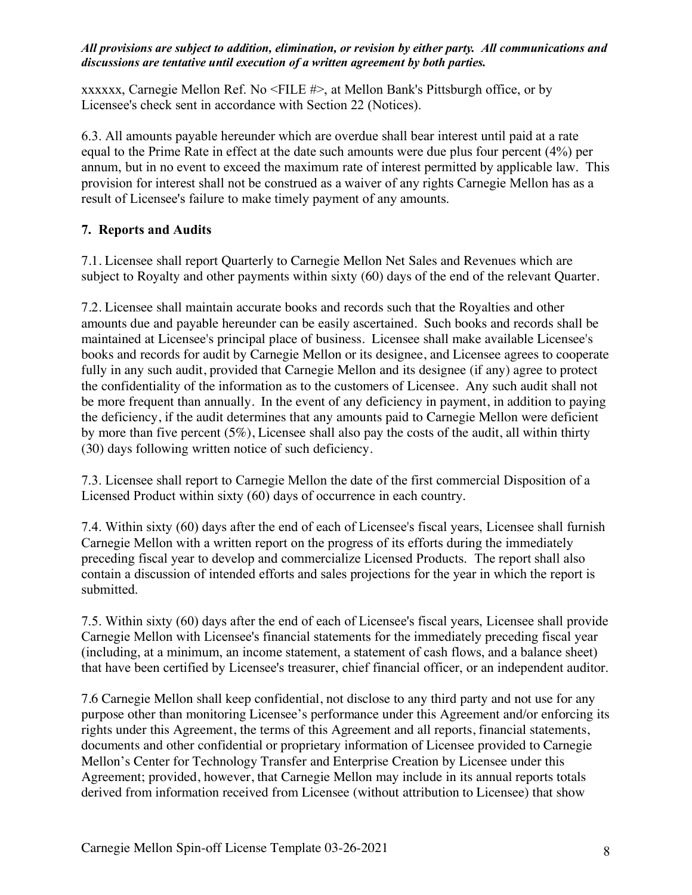*All provisions are subject to addition, elimination, or revision by either party. All communications and discussions are tentative until execution of a written agreement by both parties.*

xxxxxx, Carnegie Mellon Ref. No <FILE #>, at Mellon Bank's Pittsburgh office, or by Licensee's check sent in accordance with Section 22 (Notices).

6.3. All amounts payable hereunder which are overdue shall bear interest until paid at a rate equal to the Prime Rate in effect at the date such amounts were due plus four percent (4%) per annum, but in no event to exceed the maximum rate of interest permitted by applicable law. This provision for interest shall not be construed as a waiver of any rights Carnegie Mellon has as a result of Licensee's failure to make timely payment of any amounts.

## 7. Reports and Audits

7.1. Licensee shall report Quarterly to Carnegie Mellon Net Sales and Revenues which are subject to Royalty and other payments within sixty (60) days of the end of the relevant Quarter.

7.2. Licensee shall maintain accurate books and records such that the Royalties and other amounts due and payable hereunder can be easily ascertained. Such books and records shall be maintained at Licensee's principal place of business. Licensee shall make available Licensee's books and records for audit by Carnegie Mellon or its designee, and Licensee agrees to cooperate fully in any such audit, provided that Carnegie Mellon and its designee (if any) agree to protect the confidentiality of the information as to the customers of Licensee. Any such audit shall not be more frequent than annually. In the event of any deficiency in payment, in addition to paying the deficiency, if the audit determines that any amounts paid to Carnegie Mellon were deficient by more than five percent (5%), Licensee shall also pay the costs of the audit, all within thirty (30) days following written notice of such deficiency.

7.3. Licensee shall report to Carnegie Mellon the date of the first commercial Disposition of a Licensed Product within sixty (60) days of occurrence in each country.

7.4. Within sixty (60) days after the end of each of Licensee's fiscal years, Licensee shall furnish Carnegie Mellon with a written report on the progress of its efforts during the immediately preceding fiscal year to develop and commercialize Licensed Products. The report shall also contain a discussion of intended efforts and sales projections for the year in which the report is submitted.

7.5. Within sixty (60) days after the end of each of Licensee's fiscal years, Licensee shall provide Carnegie Mellon with Licensee's financial statements for the immediately preceding fiscal year (including, at a minimum, an income statement, a statement of cash flows, and a balance sheet) that have been certified by Licensee's treasurer, chief financial officer, or an independent auditor.

7.6 Carnegie Mellon shall keep confidential, not disclose to any third party and not use for any purpose other than monitoring Licensee's performance under this Agreement and/or enforcing its rights under this Agreement, the terms of this Agreement and all reports, financial statements, documents and other confidential or proprietary information of Licensee provided to Carnegie Mellon's Center for Technology Transfer and Enterprise Creation by Licensee under this Agreement; provided, however, that Carnegie Mellon may include in its annual reports totals derived from information received from Licensee (without attribution to Licensee) that show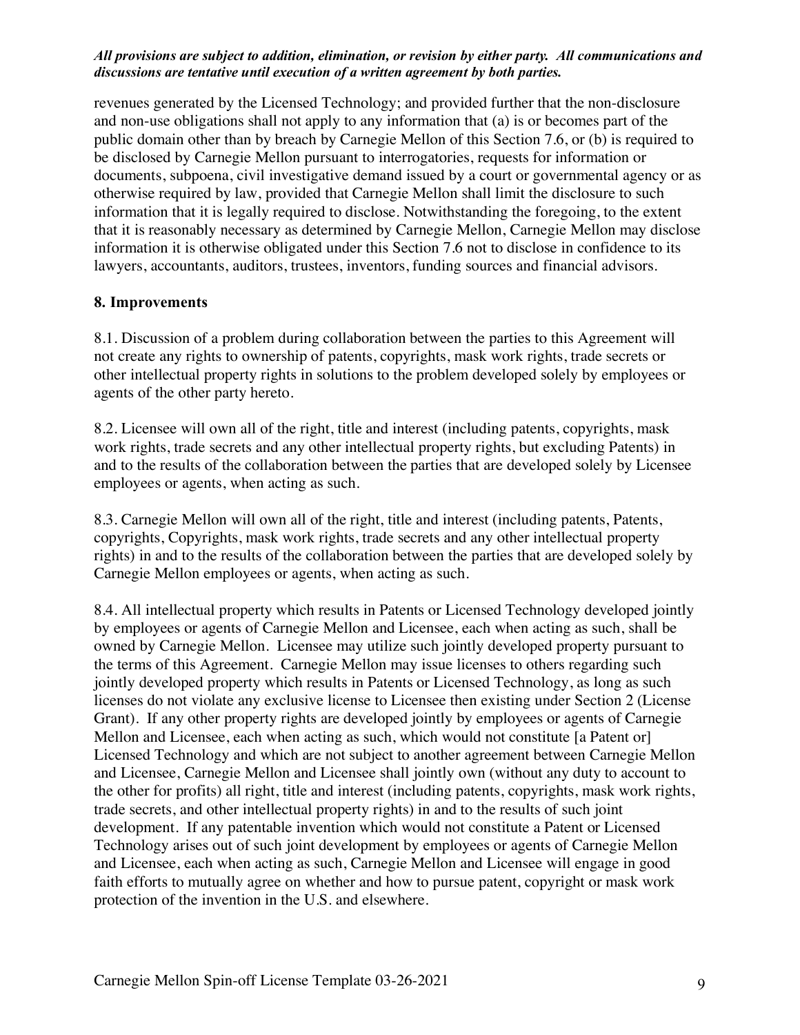revenues generated by the Licensed Technology; and provided further that the non-disclosure and non-use obligations shall not apply to any information that (a) is or becomes part of the public domain other than by breach by Carnegie Mellon of this Section 7.6, or (b) is required to be disclosed by Carnegie Mellon pursuant to interrogatories, requests for information or documents, subpoena, civil investigative demand issued by a court or governmental agency or as otherwise required by law, provided that Carnegie Mellon shall limit the disclosure to such information that it is legally required to disclose. Notwithstanding the foregoing, to the extent that it is reasonably necessary as determined by Carnegie Mellon, Carnegie Mellon may disclose information it is otherwise obligated under this Section 7.6 not to disclose in confidence to its lawyers, accountants, auditors, trustees, inventors, funding sources and financial advisors.

## 8. Improvements

8.1. Discussion of a problem during collaboration between the parties to this Agreement will not create any rights to ownership of patents, copyrights, mask work rights, trade secrets or other intellectual property rights in solutions to the problem developed solely by employees or agents of the other party hereto.

8.2. Licensee will own all of the right, title and interest (including patents, copyrights, mask work rights, trade secrets and any other intellectual property rights, but excluding Patents) in and to the results of the collaboration between the parties that are developed solely by Licensee employees or agents, when acting as such.

8.3. Carnegie Mellon will own all of the right, title and interest (including patents, Patents, copyrights, Copyrights, mask work rights, trade secrets and any other intellectual property rights) in and to the results of the collaboration between the parties that are developed solely by Carnegie Mellon employees or agents, when acting as such.

8.4. All intellectual property which results in Patents or Licensed Technology developed jointly by employees or agents of Carnegie Mellon and Licensee, each when acting as such, shall be owned by Carnegie Mellon. Licensee may utilize such jointly developed property pursuant to the terms of this Agreement. Carnegie Mellon may issue licenses to others regarding such jointly developed property which results in Patents or Licensed Technology, as long as such licenses do not violate any exclusive license to Licensee then existing under Section 2 (License Grant). If any other property rights are developed jointly by employees or agents of Carnegie Mellon and Licensee, each when acting as such, which would not constitute [a Patent or] Licensed Technology and which are not subject to another agreement between Carnegie Mellon and Licensee, Carnegie Mellon and Licensee shall jointly own (without any duty to account to the other for profits) all right, title and interest (including patents, copyrights, mask work rights, trade secrets, and other intellectual property rights) in and to the results of such joint development. If any patentable invention which would not constitute a Patent or Licensed Technology arises out of such joint development by employees or agents of Carnegie Mellon and Licensee, each when acting as such, Carnegie Mellon and Licensee will engage in good faith efforts to mutually agree on whether and how to pursue patent, copyright or mask work protection of the invention in the U.S. and elsewhere.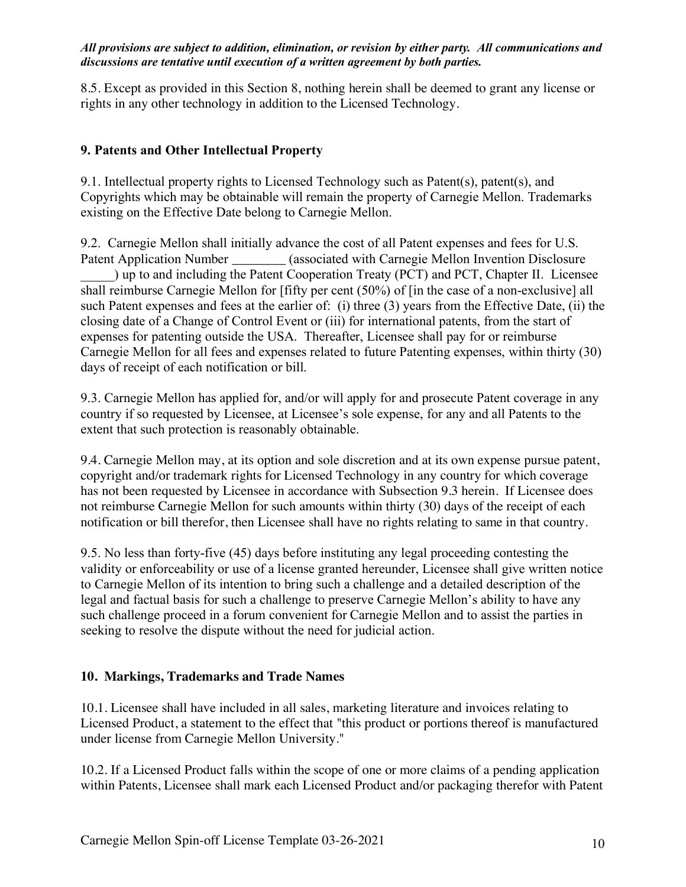***All provisions are subject to addition, elimination, or revision by either party. All communications and discussions are tentative until execution of a written agreement by both parties.***

8.5. Except as provided in this Section 8, nothing herein shall be deemed to grant any license or rights in any other technology in addition to the Licensed Technology.

## 9. Patents and Other Intellectual Property

9.1. Intellectual property rights to Licensed Technology such as Patent(s), patent(s), and Copyrights which may be obtainable will remain the property of Carnegie Mellon. Trademarks existing on the Effective Date belong to Carnegie Mellon.

9.2. Carnegie Mellon shall initially advance the cost of all Patent expenses and fees for U.S. Patent Application Number ________ (associated with Carnegie Mellon Invention Disclosure _____) up to and including the Patent Cooperation Treaty (PCT) and PCT, Chapter II. Licensee shall reimburse Carnegie Mellon for [fifty per cent (50%) of [in the case of a non-exclusive] all such Patent expenses and fees at the earlier of: (i) three (3) years from the Effective Date, (ii) the closing date of a Change of Control Event or (iii) for international patents, from the start of expenses for patenting outside the USA. Thereafter, Licensee shall pay for or reimburse Carnegie Mellon for all fees and expenses related to future Patenting expenses, within thirty (30) days of receipt of each notification or bill.

9.3. Carnegie Mellon has applied for, and/or will apply for and prosecute Patent coverage in any country if so requested by Licensee, at Licensee's sole expense, for any and all Patents to the extent that such protection is reasonably obtainable.

9.4. Carnegie Mellon may, at its option and sole discretion and at its own expense pursue patent, copyright and/or trademark rights for Licensed Technology in any country for which coverage has not been requested by Licensee in accordance with Subsection 9.3 herein. If Licensee does not reimburse Carnegie Mellon for such amounts within thirty (30) days of the receipt of each notification or bill therefor, then Licensee shall have no rights relating to same in that country.

9.5. No less than forty-five (45) days before instituting any legal proceeding contesting the validity or enforceability or use of a license granted hereunder, Licensee shall give written notice to Carnegie Mellon of its intention to bring such a challenge and a detailed description of the legal and factual basis for such a challenge to preserve Carnegie Mellon's ability to have any such challenge proceed in a forum convenient for Carnegie Mellon and to assist the parties in seeking to resolve the dispute without the need for judicial action.

## 10. Markings, Trademarks and Trade Names

10.1. Licensee shall have included in all sales, marketing literature and invoices relating to Licensed Product, a statement to the effect that "this product or portions thereof is manufactured under license from Carnegie Mellon University."

10.2. If a Licensed Product falls within the scope of one or more claims of a pending application within Patents, Licensee shall mark each Licensed Product and/or packaging therefor with Patent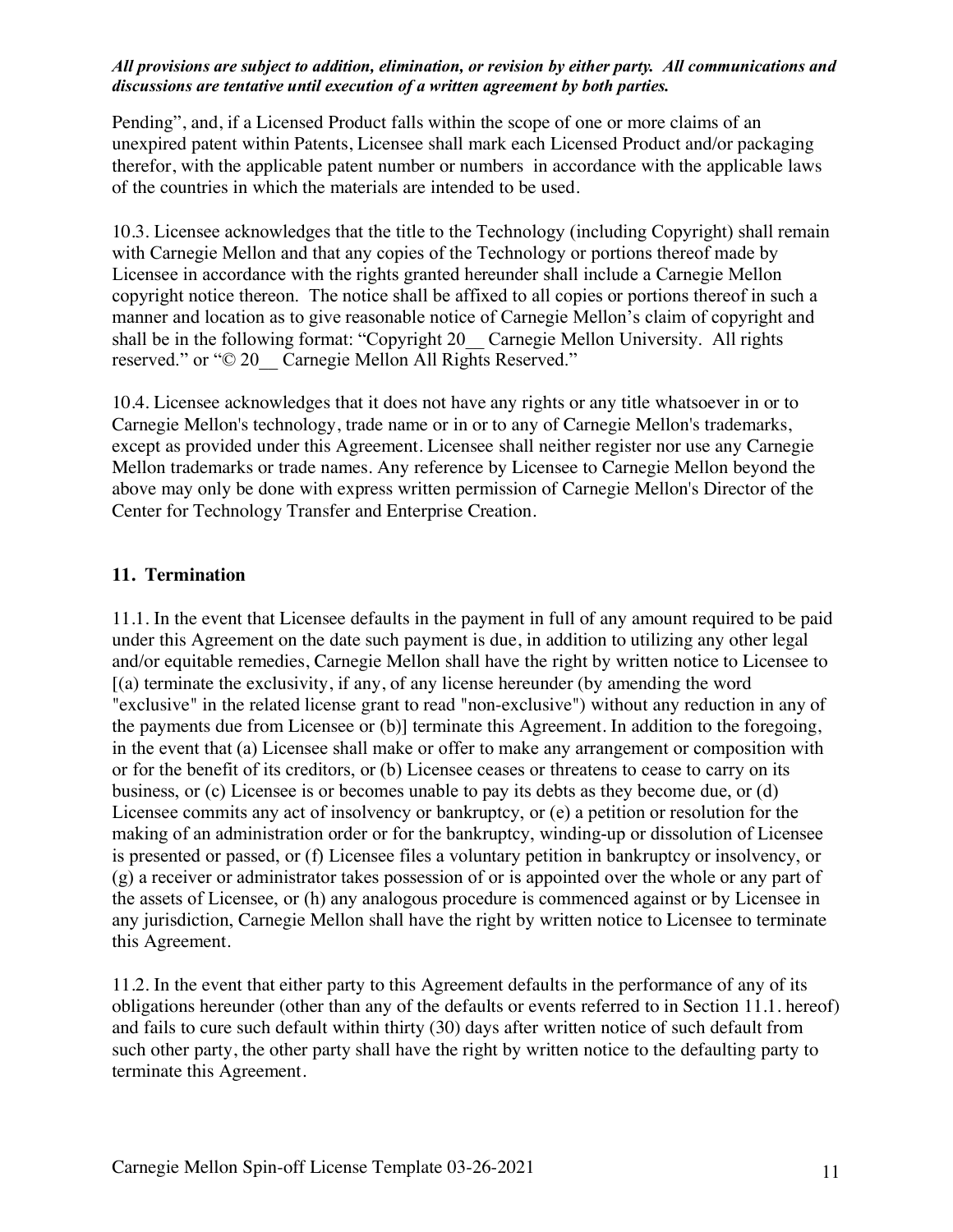Pending", and, if a Licensed Product falls within the scope of one or more claims of an unexpired patent within Patents, Licensee shall mark each Licensed Product and/or packaging therefor, with the applicable patent number or numbers in accordance with the applicable laws of the countries in which the materials are intended to be used.

10.3. Licensee acknowledges that the title to the Technology (including Copyright) shall remain with Carnegie Mellon and that any copies of the Technology or portions thereof made by Licensee in accordance with the rights granted hereunder shall include a Carnegie Mellon copyright notice thereon. The notice shall be affixed to all copies or portions thereof in such a manner and location as to give reasonable notice of Carnegie Mellon's claim of copyright and shall be in the following format: "Copyright 20__ Carnegie Mellon University. All rights reserved." or "© 20__ Carnegie Mellon All Rights Reserved."

10.4. Licensee acknowledges that it does not have any rights or any title whatsoever in or to Carnegie Mellon's technology, trade name or in or to any of Carnegie Mellon's trademarks, except as provided under this Agreement. Licensee shall neither register nor use any Carnegie Mellon trademarks or trade names. Any reference by Licensee to Carnegie Mellon beyond the above may only be done with express written permission of Carnegie Mellon's Director of the Center for Technology Transfer and Enterprise Creation.

## 11. Termination

11.1. In the event that Licensee defaults in the payment in full of any amount required to be paid under this Agreement on the date such payment is due, in addition to utilizing any other legal and/or equitable remedies, Carnegie Mellon shall have the right by written notice to Licensee to [(a) terminate the exclusivity, if any, of any license hereunder (by amending the word "exclusive" in the related license grant to read "non-exclusive") without any reduction in any of the payments due from Licensee or (b)] terminate this Agreement. In addition to the foregoing, in the event that (a) Licensee shall make or offer to make any arrangement or composition with or for the benefit of its creditors, or (b) Licensee ceases or threatens to cease to carry on its business, or (c) Licensee is or becomes unable to pay its debts as they become due, or (d) Licensee commits any act of insolvency or bankruptcy, or (e) a petition or resolution for the making of an administration order or for the bankruptcy, winding-up or dissolution of Licensee is presented or passed, or (f) Licensee files a voluntary petition in bankruptcy or insolvency, or (g) a receiver or administrator takes possession of or is appointed over the whole or any part of the assets of Licensee, or (h) any analogous procedure is commenced against or by Licensee in any jurisdiction, Carnegie Mellon shall have the right by written notice to Licensee to terminate this Agreement.

11.2. In the event that either party to this Agreement defaults in the performance of any of its obligations hereunder (other than any of the defaults or events referred to in Section 11.1. hereof) and fails to cure such default within thirty (30) days after written notice of such default from such other party, the other party shall have the right by written notice to the defaulting party to terminate this Agreement.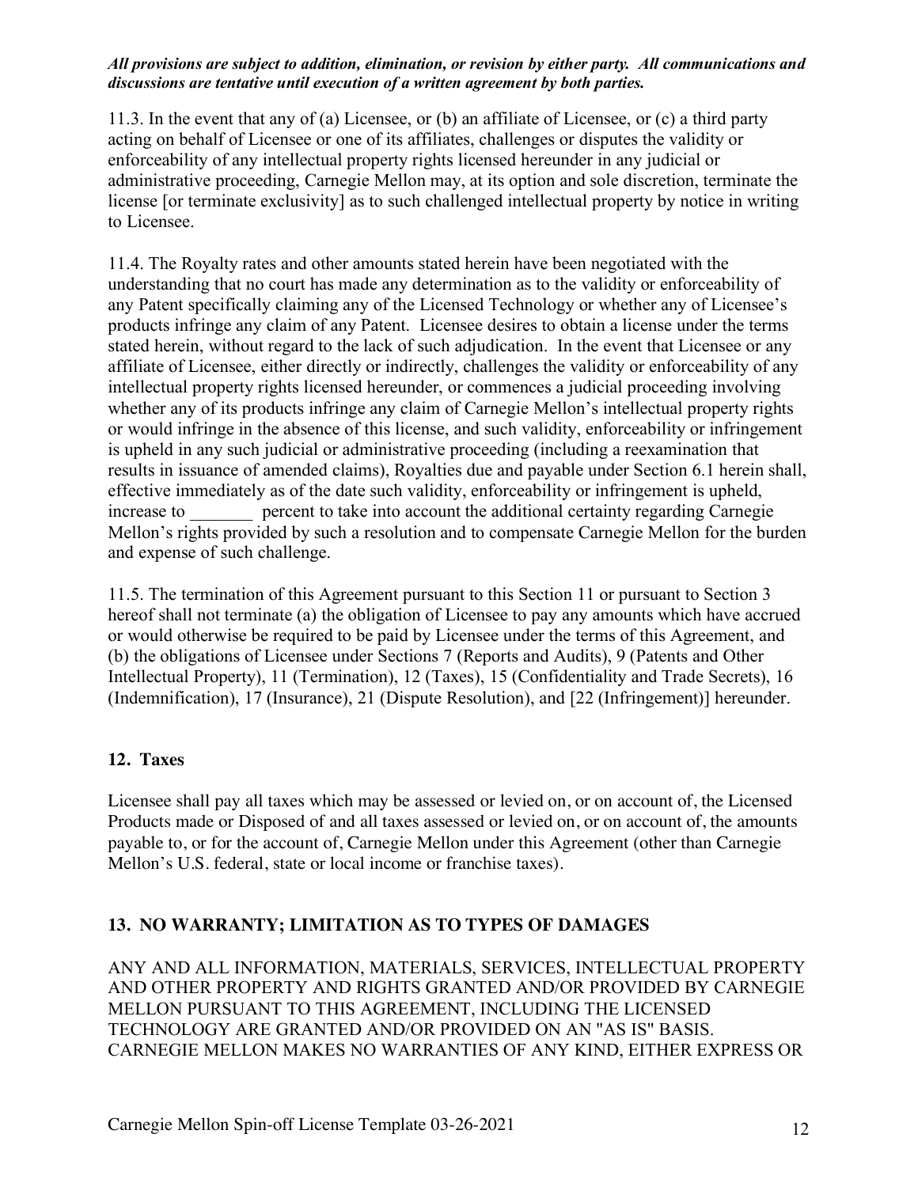***All provisions are subject to addition, elimination, or revision by either party. All communications and discussions are tentative until execution of a written agreement by both parties.***

11.3. In the event that any of (a) Licensee, or (b) an affiliate of Licensee, or (c) a third party acting on behalf of Licensee or one of its affiliates, challenges or disputes the validity or enforceability of any intellectual property rights licensed hereunder in any judicial or administrative proceeding, Carnegie Mellon may, at its option and sole discretion, terminate the license [or terminate exclusivity] as to such challenged intellectual property by notice in writing to Licensee.

11.4. The Royalty rates and other amounts stated herein have been negotiated with the understanding that no court has made any determination as to the validity or enforceability of any Patent specifically claiming any of the Licensed Technology or whether any of Licensee's products infringe any claim of any Patent. Licensee desires to obtain a license under the terms stated herein, without regard to the lack of such adjudication. In the event that Licensee or any affiliate of Licensee, either directly or indirectly, challenges the validity or enforceability of any intellectual property rights licensed hereunder, or commences a judicial proceeding involving whether any of its products infringe any claim of Carnegie Mellon's intellectual property rights or would infringe in the absence of this license, and such validity, enforceability or infringement is upheld in any such judicial or administrative proceeding (including a reexamination that results in issuance of amended claims), Royalties due and payable under Section 6.1 herein shall, effective immediately as of the date such validity, enforceability or infringement is upheld, increase to _______ percent to take into account the additional certainty regarding Carnegie Mellon's rights provided by such a resolution and to compensate Carnegie Mellon for the burden and expense of such challenge.

11.5. The termination of this Agreement pursuant to this Section 11 or pursuant to Section 3 hereof shall not terminate (a) the obligation of Licensee to pay any amounts which have accrued or would otherwise be required to be paid by Licensee under the terms of this Agreement, and (b) the obligations of Licensee under Sections 7 (Reports and Audits), 9 (Patents and Other Intellectual Property), 11 (Termination), 12 (Taxes), 15 (Confidentiality and Trade Secrets), 16 (Indemnification), 17 (Insurance), 21 (Dispute Resolution), and [22 (Infringement)] hereunder.

## 12. Taxes

Licensee shall pay all taxes which may be assessed or levied on, or on account of, the Licensed Products made or Disposed of and all taxes assessed or levied on, or on account of, the amounts payable to, or for the account of, Carnegie Mellon under this Agreement (other than Carnegie Mellon's U.S. federal, state or local income or franchise taxes).

## 13. NO WARRANTY; LIMITATION AS TO TYPES OF DAMAGES

ANY AND ALL INFORMATION, MATERIALS, SERVICES, INTELLECTUAL PROPERTY AND OTHER PROPERTY AND RIGHTS GRANTED AND/OR PROVIDED BY CARNEGIE MELLON PURSUANT TO THIS AGREEMENT, INCLUDING THE LICENSED TECHNOLOGY ARE GRANTED AND/OR PROVIDED ON AN "AS IS" BASIS. CARNEGIE MELLON MAKES NO WARRANTIES OF ANY KIND, EITHER EXPRESS OR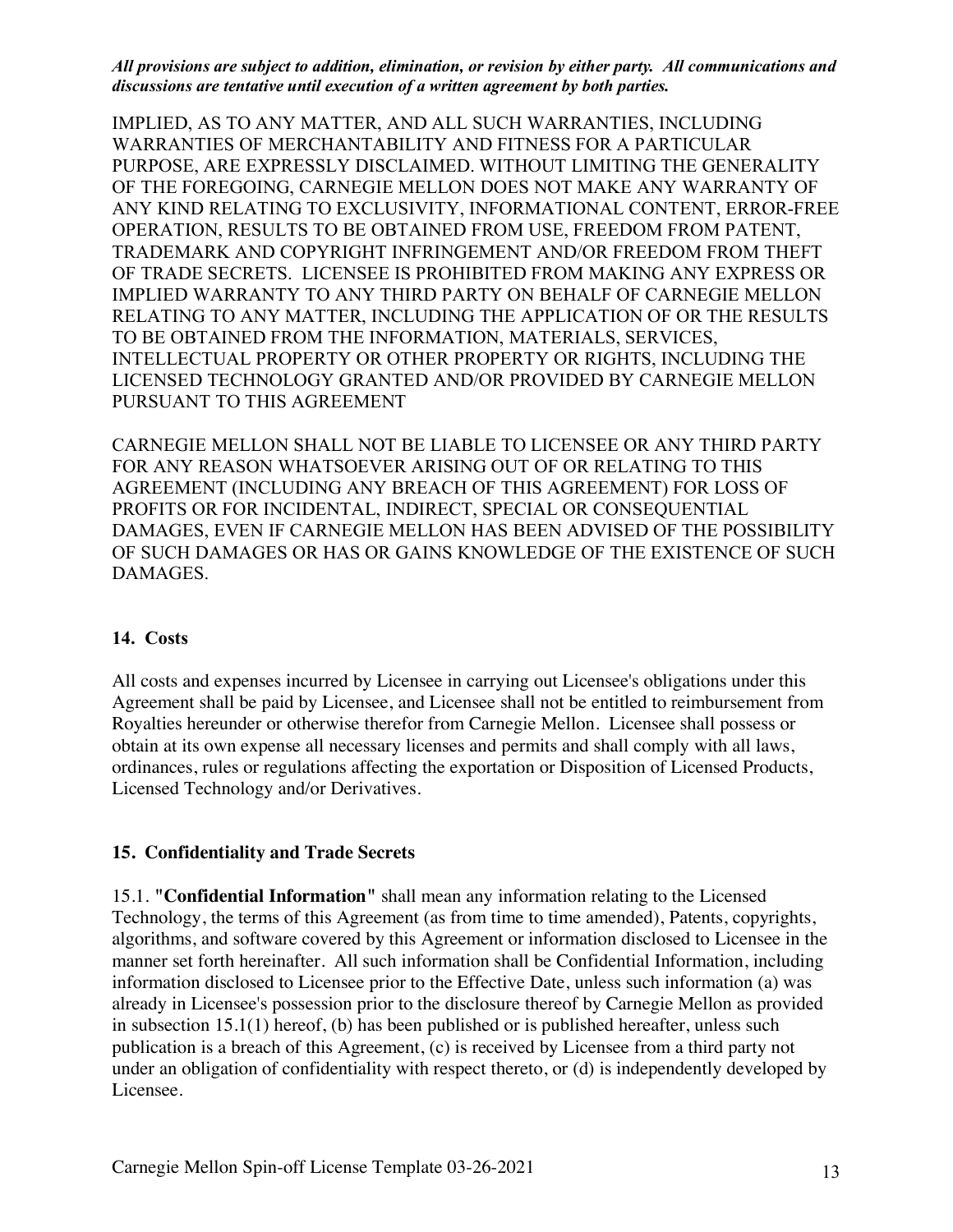*All provisions are subject to addition, elimination, or revision by either party. All communications and discussions are tentative until execution of a written agreement by both parties.*

IMPLIED, AS TO ANY MATTER, AND ALL SUCH WARRANTIES, INCLUDING WARRANTIES OF MERCHANTABILITY AND FITNESS FOR A PARTICULAR PURPOSE, ARE EXPRESSLY DISCLAIMED. WITHOUT LIMITING THE GENERALITY OF THE FOREGOING, CARNEGIE MELLON DOES NOT MAKE ANY WARRANTY OF ANY KIND RELATING TO EXCLUSIVITY, INFORMATIONAL CONTENT, ERROR-FREE OPERATION, RESULTS TO BE OBTAINED FROM USE, FREEDOM FROM PATENT, TRADEMARK AND COPYRIGHT INFRINGEMENT AND/OR FREEDOM FROM THEFT OF TRADE SECRETS. LICENSEE IS PROHIBITED FROM MAKING ANY EXPRESS OR IMPLIED WARRANTY TO ANY THIRD PARTY ON BEHALF OF CARNEGIE MELLON RELATING TO ANY MATTER, INCLUDING THE APPLICATION OF OR THE RESULTS TO BE OBTAINED FROM THE INFORMATION, MATERIALS, SERVICES, INTELLECTUAL PROPERTY OR OTHER PROPERTY OR RIGHTS, INCLUDING THE LICENSED TECHNOLOGY GRANTED AND/OR PROVIDED BY CARNEGIE MELLON PURSUANT TO THIS AGREEMENT

CARNEGIE MELLON SHALL NOT BE LIABLE TO LICENSEE OR ANY THIRD PARTY FOR ANY REASON WHATSOEVER ARISING OUT OF OR RELATING TO THIS AGREEMENT (INCLUDING ANY BREACH OF THIS AGREEMENT) FOR LOSS OF PROFITS OR FOR INCIDENTAL, INDIRECT, SPECIAL OR CONSEQUENTIAL DAMAGES, EVEN IF CARNEGIE MELLON HAS BEEN ADVISED OF THE POSSIBILITY OF SUCH DAMAGES OR HAS OR GAINS KNOWLEDGE OF THE EXISTENCE OF SUCH DAMAGES.

## 14. Costs

All costs and expenses incurred by Licensee in carrying out Licensee's obligations under this Agreement shall be paid by Licensee, and Licensee shall not be entitled to reimbursement from Royalties hereunder or otherwise therefor from Carnegie Mellon. Licensee shall possess or obtain at its own expense all necessary licenses and permits and shall comply with all laws, ordinances, rules or regulations affecting the exportation or Disposition of Licensed Products, Licensed Technology and/or Derivatives.

## 15. Confidentiality and Trade Secrets

15.1. "**Confidential Information**" shall mean any information relating to the Licensed Technology, the terms of this Agreement (as from time to time amended), Patents, copyrights, algorithms, and software covered by this Agreement or information disclosed to Licensee in the manner set forth hereinafter. All such information shall be Confidential Information, including information disclosed to Licensee prior to the Effective Date, unless such information (a) was already in Licensee's possession prior to the disclosure thereof by Carnegie Mellon as provided in subsection 15.1(1) hereof, (b) has been published or is published hereafter, unless such publication is a breach of this Agreement, (c) is received by Licensee from a third party not under an obligation of confidentiality with respect thereto, or (d) is independently developed by Licensee.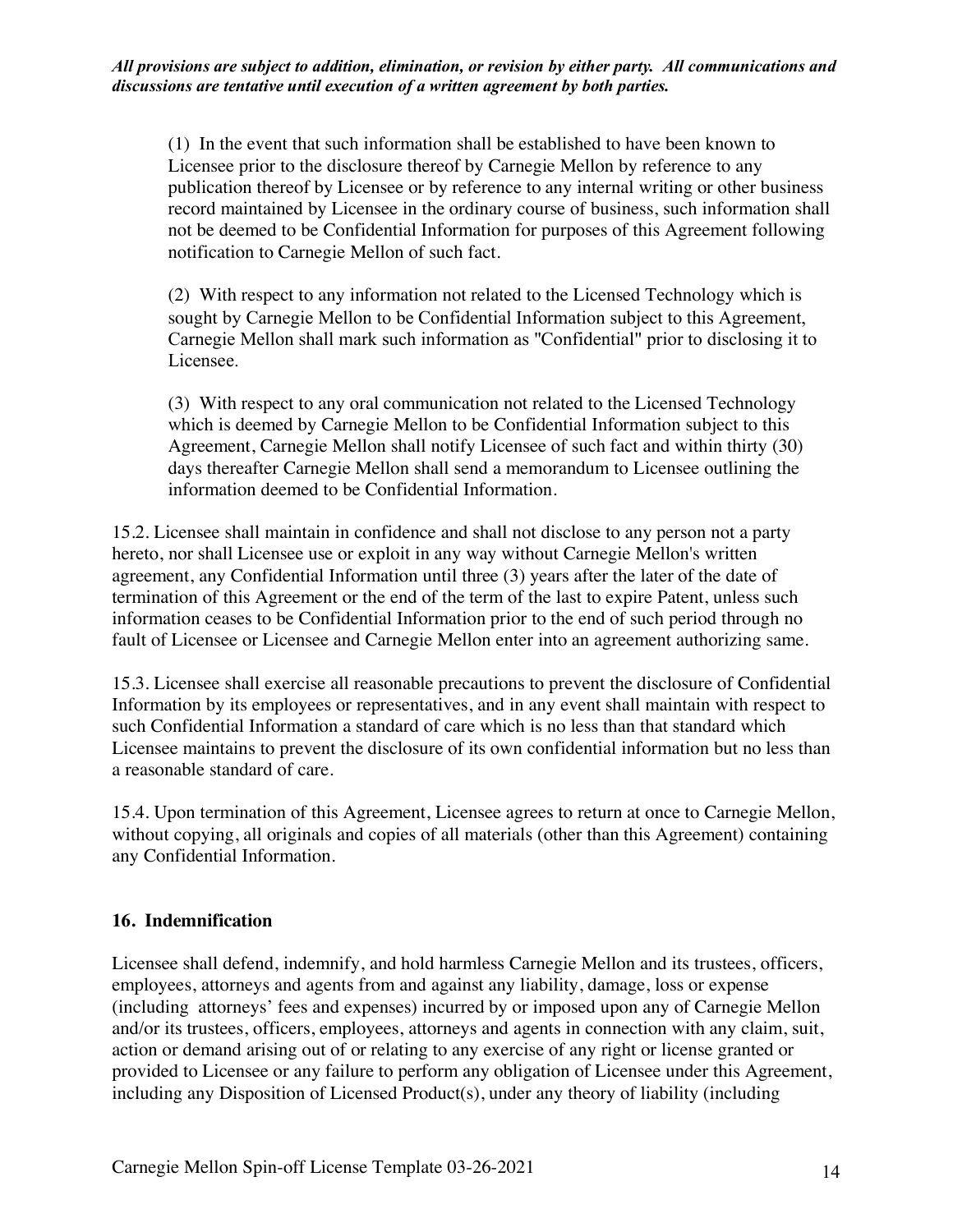*All provisions are subject to addition, elimination, or revision by either party. All communications and discussions are tentative until execution of a written agreement by both parties.*

(1) In the event that such information shall be established to have been known to Licensee prior to the disclosure thereof by Carnegie Mellon by reference to any publication thereof by Licensee or by reference to any internal writing or other business record maintained by Licensee in the ordinary course of business, such information shall not be deemed to be Confidential Information for purposes of this Agreement following notification to Carnegie Mellon of such fact.

(2) With respect to any information not related to the Licensed Technology which is sought by Carnegie Mellon to be Confidential Information subject to this Agreement, Carnegie Mellon shall mark such information as "Confidential" prior to disclosing it to Licensee.

(3) With respect to any oral communication not related to the Licensed Technology which is deemed by Carnegie Mellon to be Confidential Information subject to this Agreement, Carnegie Mellon shall notify Licensee of such fact and within thirty (30) days thereafter Carnegie Mellon shall send a memorandum to Licensee outlining the information deemed to be Confidential Information.

15.2. Licensee shall maintain in confidence and shall not disclose to any person not a party hereto, nor shall Licensee use or exploit in any way without Carnegie Mellon's written agreement, any Confidential Information until three (3) years after the later of the date of termination of this Agreement or the end of the term of the last to expire Patent, unless such information ceases to be Confidential Information prior to the end of such period through no fault of Licensee or Licensee and Carnegie Mellon enter into an agreement authorizing same.

15.3. Licensee shall exercise all reasonable precautions to prevent the disclosure of Confidential Information by its employees or representatives, and in any event shall maintain with respect to such Confidential Information a standard of care which is no less than that standard which Licensee maintains to prevent the disclosure of its own confidential information but no less than a reasonable standard of care.

15.4. Upon termination of this Agreement, Licensee agrees to return at once to Carnegie Mellon, without copying, all originals and copies of all materials (other than this Agreement) containing any Confidential Information.

## 16. Indemnification

Licensee shall defend, indemnify, and hold harmless Carnegie Mellon and its trustees, officers, employees, attorneys and agents from and against any liability, damage, loss or expense (including attorneys' fees and expenses) incurred by or imposed upon any of Carnegie Mellon and/or its trustees, officers, employees, attorneys and agents in connection with any claim, suit, action or demand arising out of or relating to any exercise of any right or license granted or provided to Licensee or any failure to perform any obligation of Licensee under this Agreement, including any Disposition of Licensed Product(s), under any theory of liability (including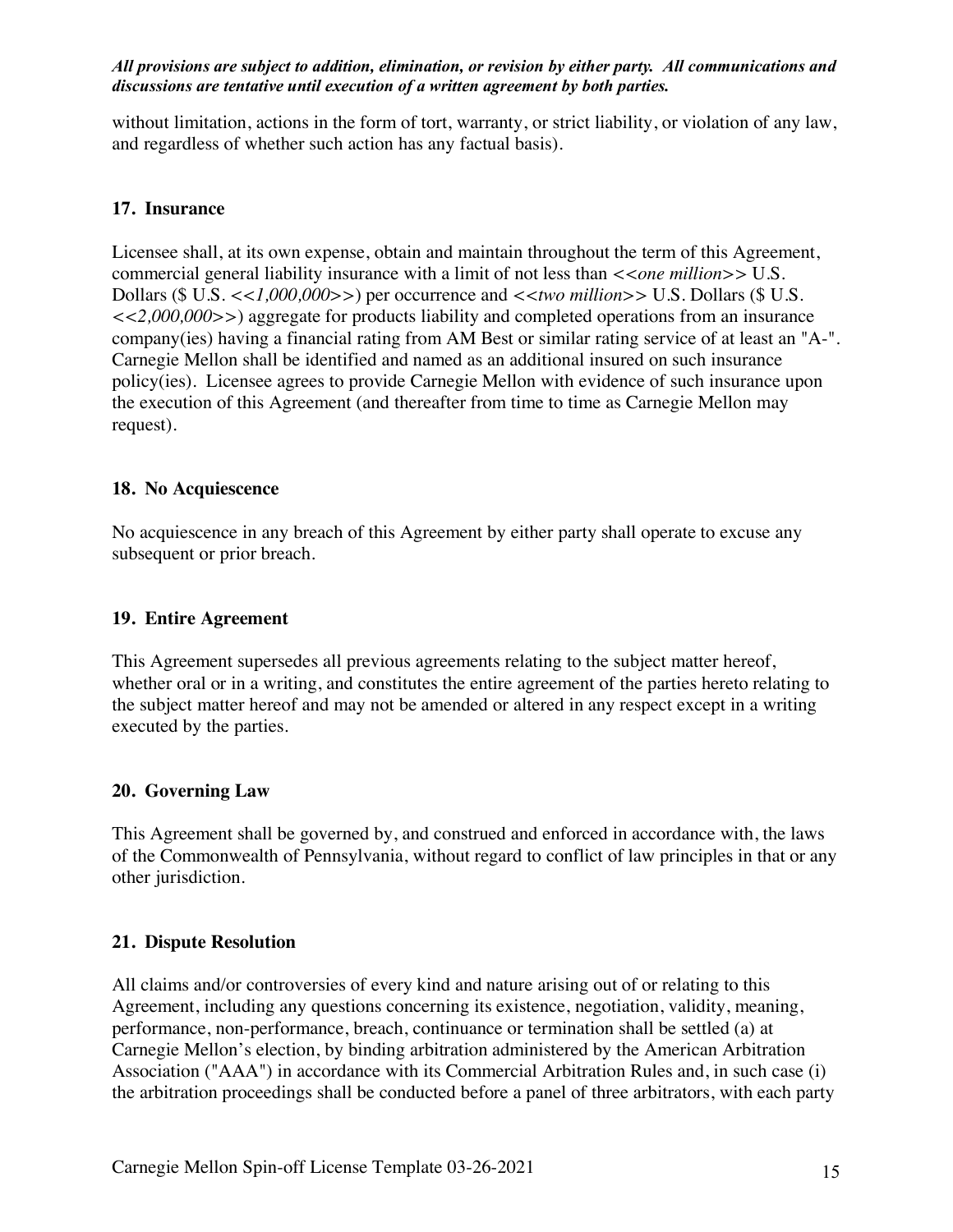without limitation, actions in the form of tort, warranty, or strict liability, or violation of any law, and regardless of whether such action has any factual basis).

## 17. Insurance

Licensee shall, at its own expense, obtain and maintain throughout the term of this Agreement, commercial general liability insurance with a limit of not less than <<*one million*>> U.S. Dollars ($ U.S. <<*1,000,000*>>) per occurrence and <<*two million*>> U.S. Dollars ($ U.S. <<*2,000,000*>>) aggregate for products liability and completed operations from an insurance company(ies) having a financial rating from AM Best or similar rating service of at least an "A-". Carnegie Mellon shall be identified and named as an additional insured on such insurance policy(ies). Licensee agrees to provide Carnegie Mellon with evidence of such insurance upon the execution of this Agreement (and thereafter from time to time as Carnegie Mellon may request).

## 18. No Acquiescence

No acquiescence in any breach of this Agreement by either party shall operate to excuse any subsequent or prior breach.

## 19. Entire Agreement

This Agreement supersedes all previous agreements relating to the subject matter hereof, whether oral or in a writing, and constitutes the entire agreement of the parties hereto relating to the subject matter hereof and may not be amended or altered in any respect except in a writing executed by the parties.

## 20. Governing Law

This Agreement shall be governed by, and construed and enforced in accordance with, the laws of the Commonwealth of Pennsylvania, without regard to conflict of law principles in that or any other jurisdiction.

## 21. Dispute Resolution

All claims and/or controversies of every kind and nature arising out of or relating to this Agreement, including any questions concerning its existence, negotiation, validity, meaning, performance, non-performance, breach, continuance or termination shall be settled (a) at Carnegie Mellon's election, by binding arbitration administered by the American Arbitration Association ("AAA") in accordance with its Commercial Arbitration Rules and, in such case (i) the arbitration proceedings shall be conducted before a panel of three arbitrators, with each party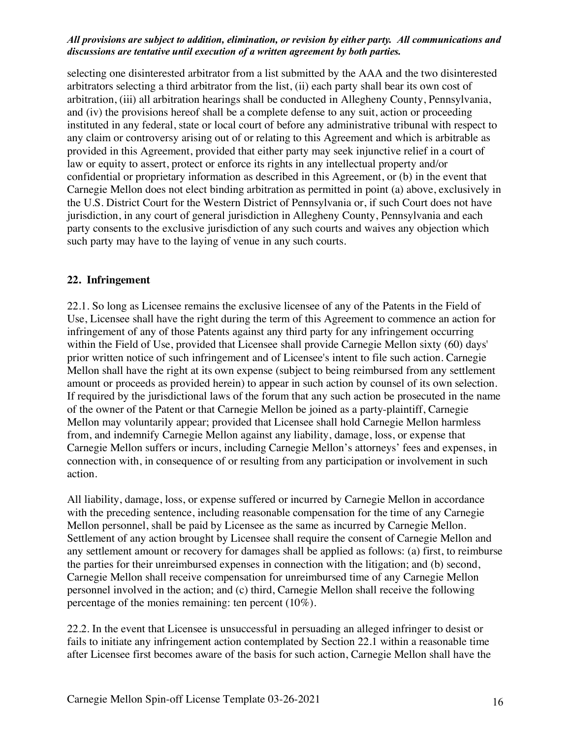***All provisions are subject to addition, elimination, or revision by either party. All communications and discussions are tentative until execution of a written agreement by both parties.***

selecting one disinterested arbitrator from a list submitted by the AAA and the two disinterested arbitrators selecting a third arbitrator from the list, (ii) each party shall bear its own cost of arbitration, (iii) all arbitration hearings shall be conducted in Allegheny County, Pennsylvania, and (iv) the provisions hereof shall be a complete defense to any suit, action or proceeding instituted in any federal, state or local court of before any administrative tribunal with respect to any claim or controversy arising out of or relating to this Agreement and which is arbitrable as provided in this Agreement, provided that either party may seek injunctive relief in a court of law or equity to assert, protect or enforce its rights in any intellectual property and/or confidential or proprietary information as described in this Agreement, or (b) in the event that Carnegie Mellon does not elect binding arbitration as permitted in point (a) above, exclusively in the U.S. District Court for the Western District of Pennsylvania or, if such Court does not have jurisdiction, in any court of general jurisdiction in Allegheny County, Pennsylvania and each party consents to the exclusive jurisdiction of any such courts and waives any objection which such party may have to the laying of venue in any such courts.

## 22. Infringement

22.1. So long as Licensee remains the exclusive licensee of any of the Patents in the Field of Use, Licensee shall have the right during the term of this Agreement to commence an action for infringement of any of those Patents against any third party for any infringement occurring within the Field of Use, provided that Licensee shall provide Carnegie Mellon sixty (60) days' prior written notice of such infringement and of Licensee's intent to file such action. Carnegie Mellon shall have the right at its own expense (subject to being reimbursed from any settlement amount or proceeds as provided herein) to appear in such action by counsel of its own selection. If required by the jurisdictional laws of the forum that any such action be prosecuted in the name of the owner of the Patent or that Carnegie Mellon be joined as a party-plaintiff, Carnegie Mellon may voluntarily appear; provided that Licensee shall hold Carnegie Mellon harmless from, and indemnify Carnegie Mellon against any liability, damage, loss, or expense that Carnegie Mellon suffers or incurs, including Carnegie Mellon's attorneys' fees and expenses, in connection with, in consequence of or resulting from any participation or involvement in such action.

All liability, damage, loss, or expense suffered or incurred by Carnegie Mellon in accordance with the preceding sentence, including reasonable compensation for the time of any Carnegie Mellon personnel, shall be paid by Licensee as the same as incurred by Carnegie Mellon. Settlement of any action brought by Licensee shall require the consent of Carnegie Mellon and any settlement amount or recovery for damages shall be applied as follows: (a) first, to reimburse the parties for their unreimbursed expenses in connection with the litigation; and (b) second, Carnegie Mellon shall receive compensation for unreimbursed time of any Carnegie Mellon personnel involved in the action; and (c) third, Carnegie Mellon shall receive the following percentage of the monies remaining: ten percent (10%).

22.2. In the event that Licensee is unsuccessful in persuading an alleged infringer to desist or fails to initiate any infringement action contemplated by Section 22.1 within a reasonable time after Licensee first becomes aware of the basis for such action, Carnegie Mellon shall have the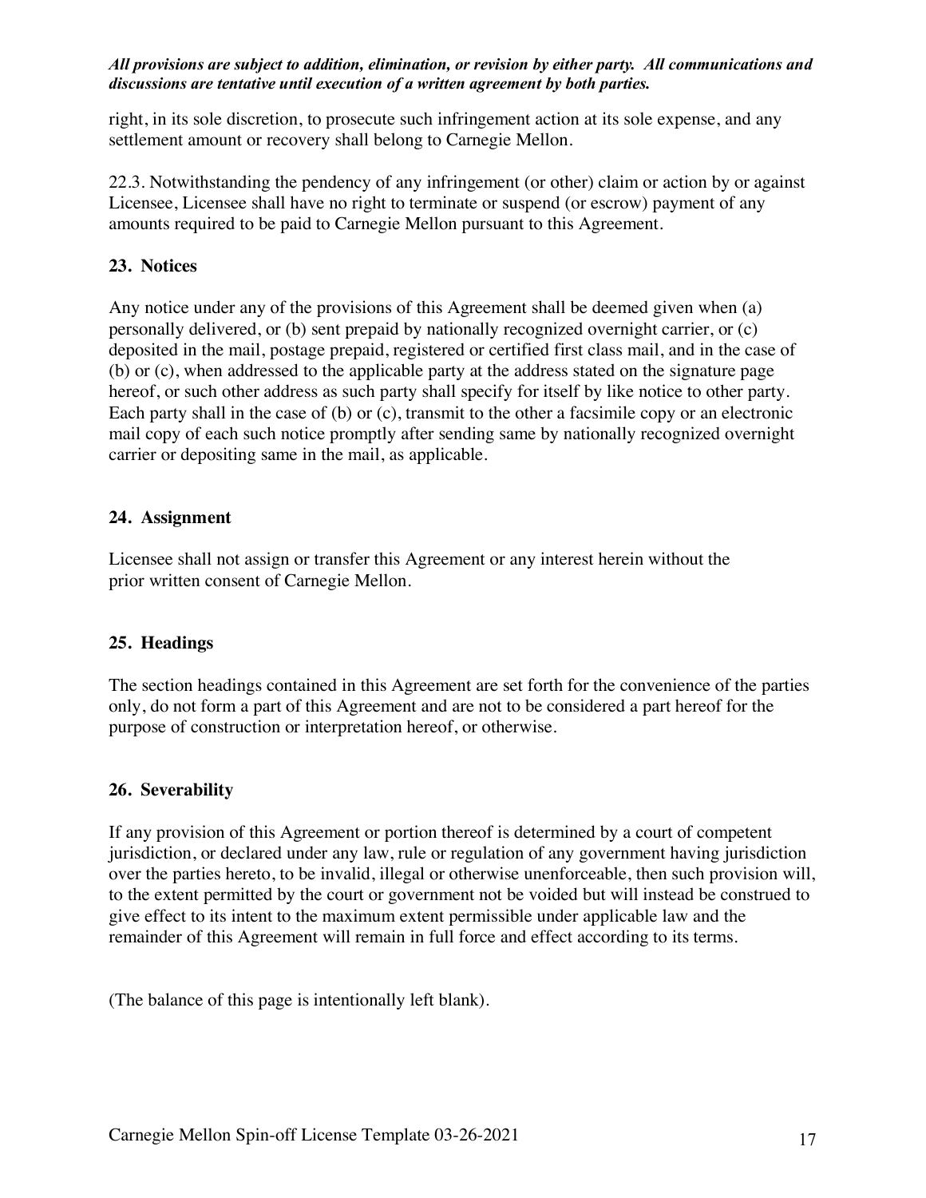right, in its sole discretion, to prosecute such infringement action at its sole expense, and any settlement amount or recovery shall belong to Carnegie Mellon.

22.3. Notwithstanding the pendency of any infringement (or other) claim or action by or against Licensee, Licensee shall have no right to terminate or suspend (or escrow) payment of any amounts required to be paid to Carnegie Mellon pursuant to this Agreement.

## 23. Notices

Any notice under any of the provisions of this Agreement shall be deemed given when (a) personally delivered, or (b) sent prepaid by nationally recognized overnight carrier, or (c) deposited in the mail, postage prepaid, registered or certified first class mail, and in the case of (b) or (c), when addressed to the applicable party at the address stated on the signature page hereof, or such other address as such party shall specify for itself by like notice to other party. Each party shall in the case of (b) or (c), transmit to the other a facsimile copy or an electronic mail copy of each such notice promptly after sending same by nationally recognized overnight carrier or depositing same in the mail, as applicable.

## 24. Assignment

Licensee shall not assign or transfer this Agreement or any interest herein without the prior written consent of Carnegie Mellon.

## 25. Headings

The section headings contained in this Agreement are set forth for the convenience of the parties only, do not form a part of this Agreement and are not to be considered a part hereof for the purpose of construction or interpretation hereof, or otherwise.

## 26. Severability

If any provision of this Agreement or portion thereof is determined by a court of competent jurisdiction, or declared under any law, rule or regulation of any government having jurisdiction over the parties hereto, to be invalid, illegal or otherwise unenforceable, then such provision will, to the extent permitted by the court or government not be voided but will instead be construed to give effect to its intent to the maximum extent permissible under applicable law and the remainder of this Agreement will remain in full force and effect according to its terms.

(The balance of this page is intentionally left blank).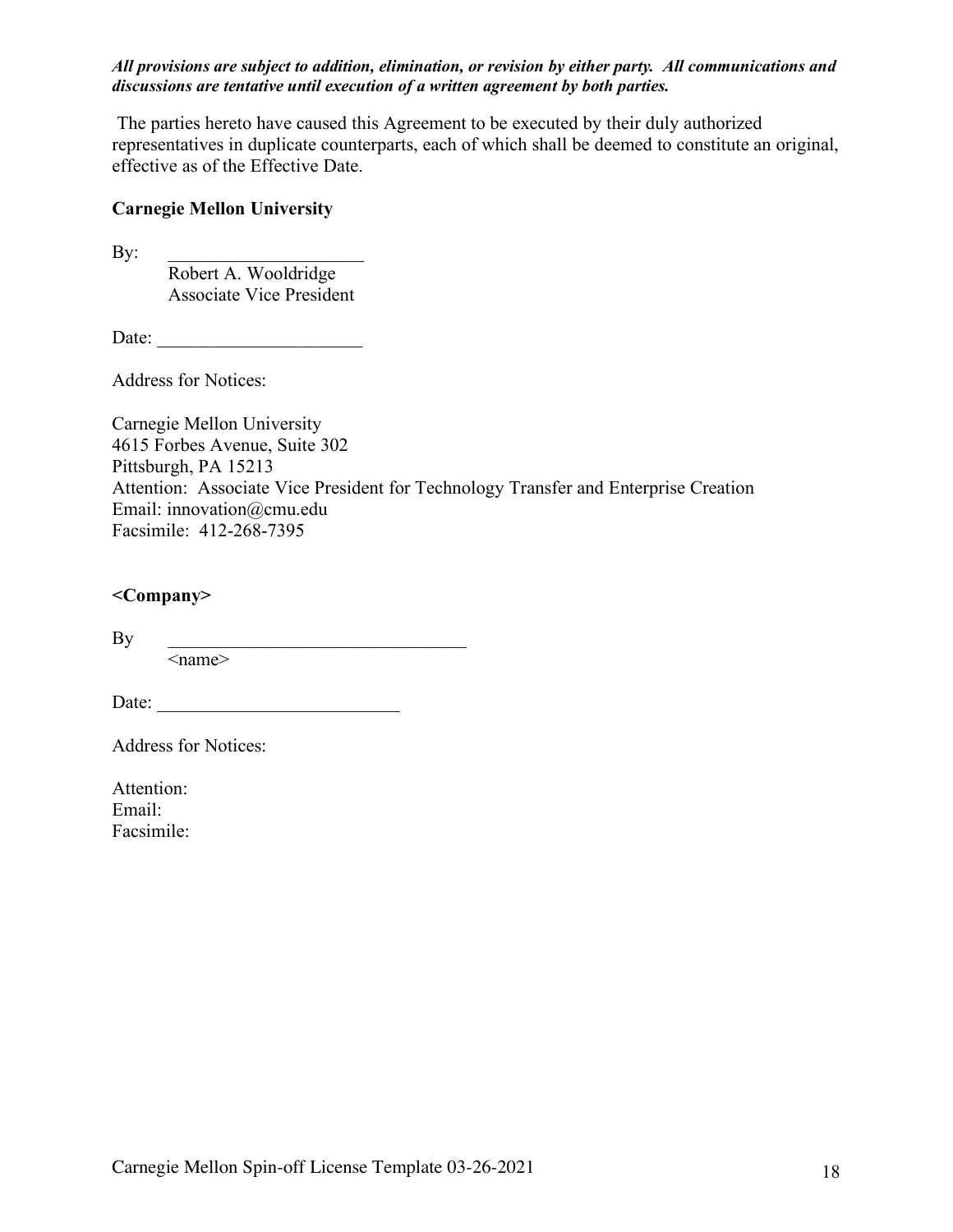***All provisions are subject to addition, elimination, or revision by either party. All communications and discussions are tentative until execution of a written agreement by both parties.***

The parties hereto have caused this Agreement to be executed by their duly authorized representatives in duplicate counterparts, each of which shall be deemed to constitute an original, effective as of the Effective Date.

**Carnegie Mellon University**

By: \_\_\_\_\_\_\_\_\_\_\_\_\_\_\_\_\_\_\_\_\_\_
Robert A. Wooldridge
Associate Vice President

Date: \_\_\_\_\_\_\_\_\_\_\_\_\_\_\_\_\_\_\_\_\_\_\_

Address for Notices:

Carnegie Mellon University
4615 Forbes Avenue, Suite 302
Pittsburgh, PA 15213
Attention: Associate Vice President for Technology Transfer and Enterprise Creation
Email: innovation@cmu.edu
Facsimile: 412-268-7395

**<Company>**

By \_\_\_\_\_\_\_\_\_\_\_\_\_\_\_\_\_\_\_\_\_\_\_\_\_\_\_\_\_\_\_\_\_
<name>

Date: \_\_\_\_\_\_\_\_\_\_\_\_\_\_\_\_\_\_\_\_\_\_\_\_\_\_

Address for Notices:

Attention:
Email:
Facsimile: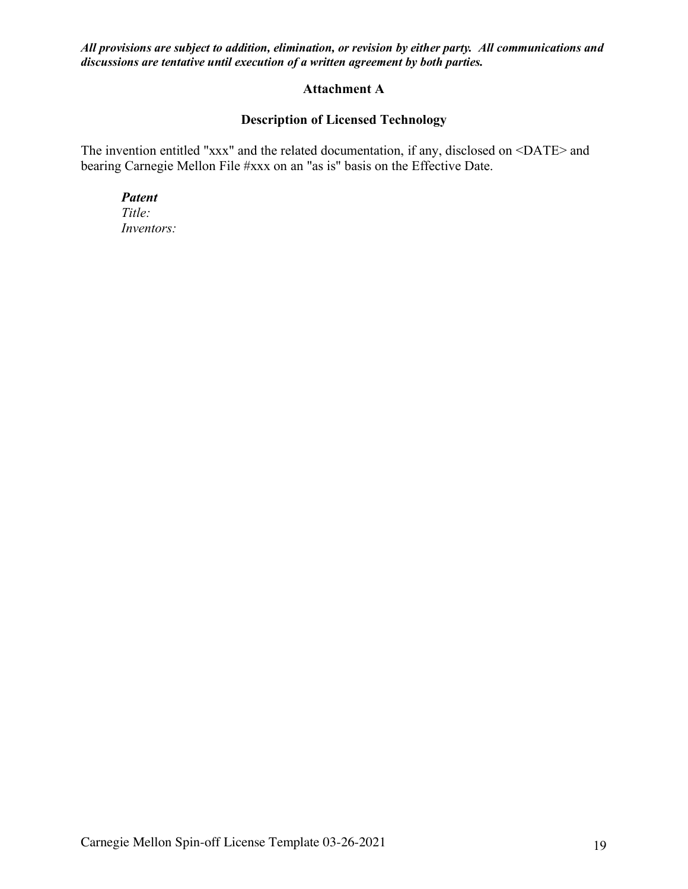***All provisions are subject to addition, elimination, or revision by either party. All communications and discussions are tentative until execution of a written agreement by both parties.***

## Attachment A

## Description of Licensed Technology

The invention entitled "xxx" and the related documentation, if any, disclosed on <DATE> and bearing Carnegie Mellon File #xxx on an "as is" basis on the Effective Date.

> ***Patent***
> *Title:*
> *Inventors:*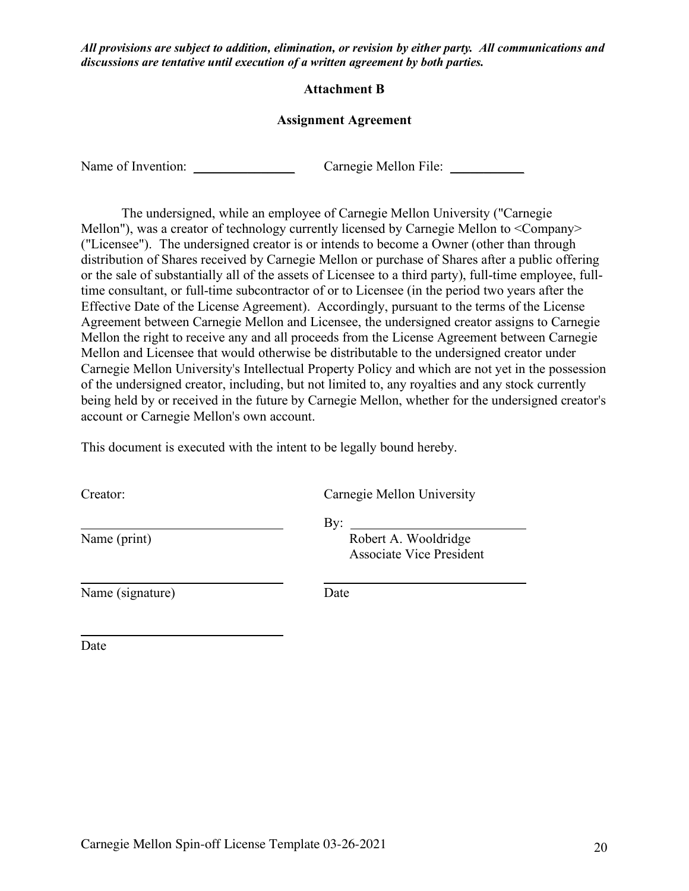***All provisions are subject to addition, elimination, or revision by either party. All communications and discussions are tentative until execution of a written agreement by both parties.***

**Attachment B**

**Assignment Agreement**

Name of Invention: ______________ Carnegie Mellon File: __________

The undersigned, while an employee of Carnegie Mellon University ("Carnegie Mellon"), was a creator of technology currently licensed by Carnegie Mellon to <Company> ("Licensee"). The undersigned creator is or intends to become a Owner (other than through distribution of Shares received by Carnegie Mellon or purchase of Shares after a public offering or the sale of substantially all of the assets of Licensee to a third party), full-time employee, full-time consultant, or full-time subcontractor of or to Licensee (in the period two years after the Effective Date of the License Agreement). Accordingly, pursuant to the terms of the License Agreement between Carnegie Mellon and Licensee, the undersigned creator assigns to Carnegie Mellon the right to receive any and all proceeds from the License Agreement between Carnegie Mellon and Licensee that would otherwise be distributable to the undersigned creator under Carnegie Mellon University's Intellectual Property Policy and which are not yet in the possession of the undersigned creator, including, but not limited to, any royalties and any stock currently being held by or received in the future by Carnegie Mellon, whether for the undersigned creator's account or Carnegie Mellon's own account.

This document is executed with the intent to be legally bound hereby.

Creator:

______________________________
Name (print)

______________________________
Name (signature)

______________________________
Date

Carnegie Mellon University

By: ___________________________
Robert A. Wooldridge
Associate Vice President

______________________________
Date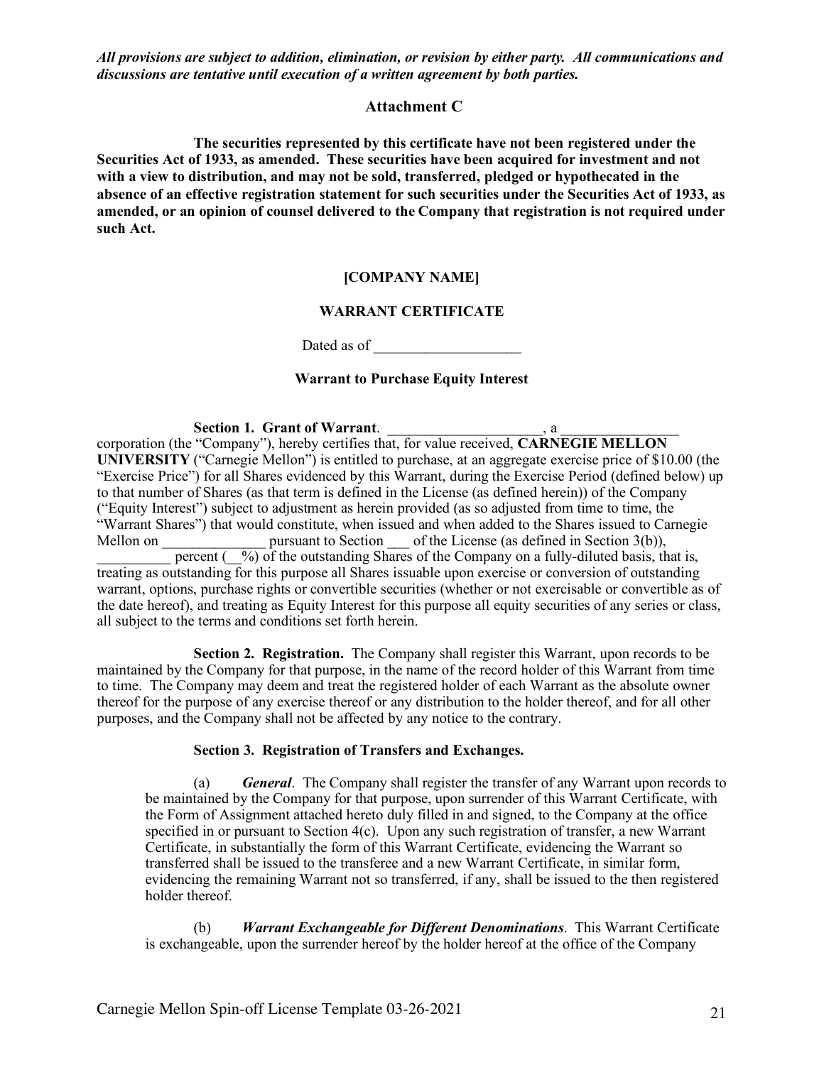***All provisions are subject to addition, elimination, or revision by either party. All communications and discussions are tentative until execution of a written agreement by both parties.***

## Attachment C

**The securities represented by this certificate have not been registered under the Securities Act of 1933, as amended. These securities have been acquired for investment and not with a view to distribution, and may not be sold, transferred, pledged or hypothecated in the absence of an effective registration statement for such securities under the Securities Act of 1933, as amended, or an opinion of counsel delivered to the Company that registration is not required under such Act.**

**[COMPANY NAME]**

**WARRANT CERTIFICATE**

Dated as of ____________________

**Warrant to Purchase Equity Interest**

**Section 1. Grant of Warrant**. ______________________, a ________________ corporation (the "Company"), hereby certifies that, for value received, **CARNEGIE MELLON UNIVERSITY** ("Carnegie Mellon") is entitled to purchase, at an aggregate exercise price of $10.00 (the "Exercise Price") for all Shares evidenced by this Warrant, during the Exercise Period (defined below) up to that number of Shares (as that term is defined in the License (as defined herein)) of the Company ("Equity Interest") subject to adjustment as herein provided (as so adjusted from time to time, the "Warrant Shares") that would constitute, when issued and when added to the Shares issued to Carnegie Mellon on ______________ pursuant to Section ___ of the License (as defined in Section 3(b)), __________ percent (__%) of the outstanding Shares of the Company on a fully-diluted basis, that is, treating as outstanding for this purpose all Shares issuable upon exercise or conversion of outstanding warrant, options, purchase rights or convertible securities (whether or not exercisable or convertible as of the date hereof), and treating as Equity Interest for this purpose all equity securities of any series or class, all subject to the terms and conditions set forth herein.

**Section 2. Registration.** The Company shall register this Warrant, upon records to be maintained by the Company for that purpose, in the name of the record holder of this Warrant from time to time. The Company may deem and treat the registered holder of each Warrant as the absolute owner thereof for the purpose of any exercise thereof or any distribution to the holder thereof, and for all other purposes, and the Company shall not be affected by any notice to the contrary.

**Section 3. Registration of Transfers and Exchanges.**

(a) ***General***. The Company shall register the transfer of any Warrant upon records to be maintained by the Company for that purpose, upon surrender of this Warrant Certificate, with the Form of Assignment attached hereto duly filled in and signed, to the Company at the office specified in or pursuant to Section 4(c). Upon any such registration of transfer, a new Warrant Certificate, in substantially the form of this Warrant Certificate, evidencing the Warrant so transferred shall be issued to the transferee and a new Warrant Certificate, in similar form, evidencing the remaining Warrant not so transferred, if any, shall be issued to the then registered holder thereof.

(b) ***Warrant Exchangeable for Different Denominations***. This Warrant Certificate is exchangeable, upon the surrender hereof by the holder hereof at the office of the Company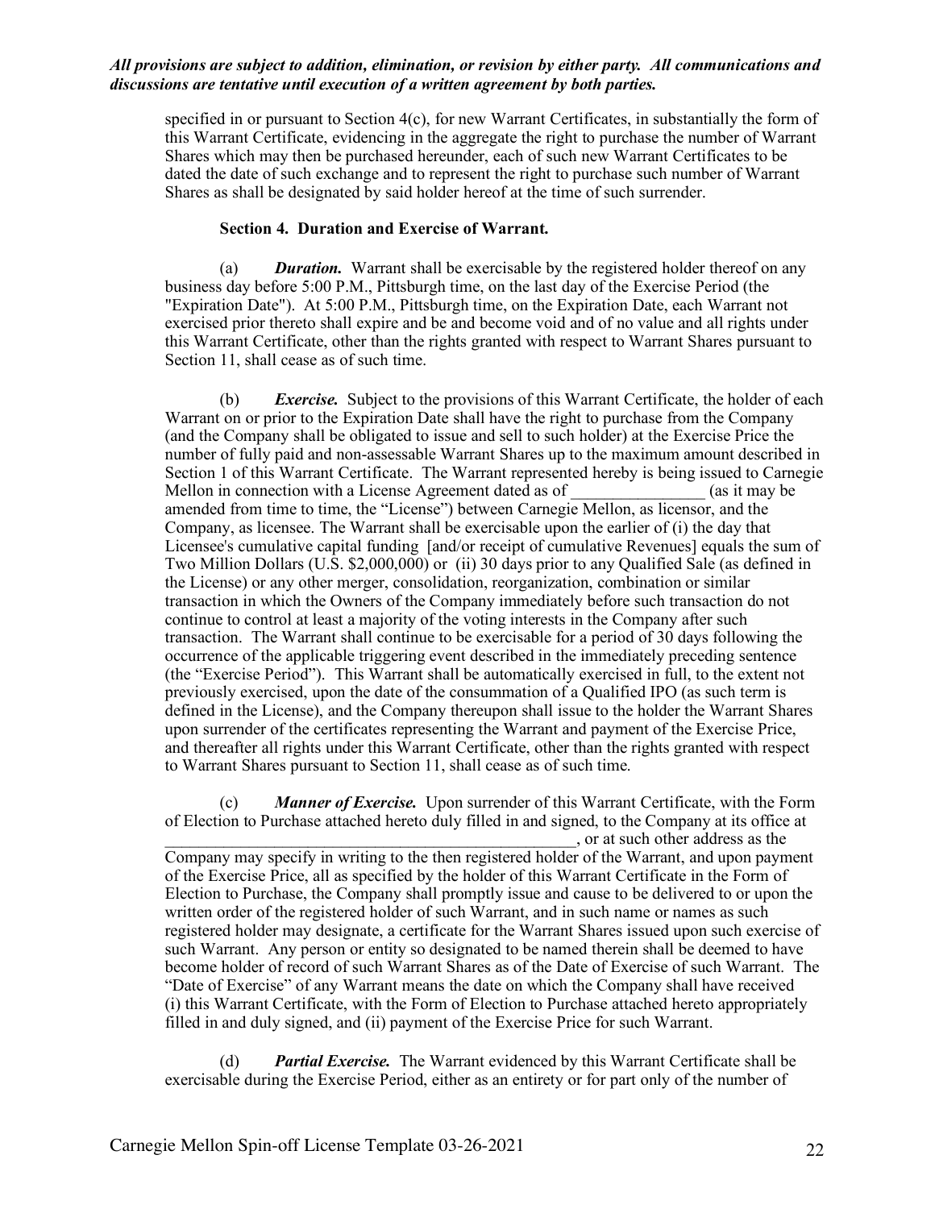*All provisions are subject to addition, elimination, or revision by either party. All communications and discussions are tentative until execution of a written agreement by both parties.*

specified in or pursuant to Section 4(c), for new Warrant Certificates, in substantially the form of this Warrant Certificate, evidencing in the aggregate the right to purchase the number of Warrant Shares which may then be purchased hereunder, each of such new Warrant Certificates to be dated the date of such exchange and to represent the right to purchase such number of Warrant Shares as shall be designated by said holder hereof at the time of such surrender.

**Section 4. Duration and Exercise of Warrant.**

(a) ***Duration.*** Warrant shall be exercisable by the registered holder thereof on any business day before 5:00 P.M., Pittsburgh time, on the last day of the Exercise Period (the "Expiration Date"). At 5:00 P.M., Pittsburgh time, on the Expiration Date, each Warrant not exercised prior thereto shall expire and be and become void and of no value and all rights under this Warrant Certificate, other than the rights granted with respect to Warrant Shares pursuant to Section 11, shall cease as of such time.

(b) ***Exercise.*** Subject to the provisions of this Warrant Certificate, the holder of each Warrant on or prior to the Expiration Date shall have the right to purchase from the Company (and the Company shall be obligated to issue and sell to such holder) at the Exercise Price the number of fully paid and non-assessable Warrant Shares up to the maximum amount described in Section 1 of this Warrant Certificate. The Warrant represented hereby is being issued to Carnegie Mellon in connection with a License Agreement dated as of ________________ (as it may be amended from time to time, the "License") between Carnegie Mellon, as licensor, and the Company, as licensee. The Warrant shall be exercisable upon the earlier of (i) the day that Licensee's cumulative capital funding [and/or receipt of cumulative Revenues] equals the sum of Two Million Dollars (U.S. $2,000,000) or (ii) 30 days prior to any Qualified Sale (as defined in the License) or any other merger, consolidation, reorganization, combination or similar transaction in which the Owners of the Company immediately before such transaction do not continue to control at least a majority of the voting interests in the Company after such transaction. The Warrant shall continue to be exercisable for a period of 30 days following the occurrence of the applicable triggering event described in the immediately preceding sentence (the "Exercise Period"). This Warrant shall be automatically exercised in full, to the extent not previously exercised, upon the date of the consummation of a Qualified IPO (as such term is defined in the License), and the Company thereupon shall issue to the holder the Warrant Shares upon surrender of the certificates representing the Warrant and payment of the Exercise Price, and thereafter all rights under this Warrant Certificate, other than the rights granted with respect to Warrant Shares pursuant to Section 11, shall cease as of such time.

(c) ***Manner of Exercise.*** Upon surrender of this Warrant Certificate, with the Form of Election to Purchase attached hereto duly filled in and signed, to the Company at its office at ___________________________________________________, or at such other address as the Company may specify in writing to the then registered holder of the Warrant, and upon payment of the Exercise Price, all as specified by the holder of this Warrant Certificate in the Form of Election to Purchase, the Company shall promptly issue and cause to be delivered to or upon the written order of the registered holder of such Warrant, and in such name or names as such registered holder may designate, a certificate for the Warrant Shares issued upon such exercise of such Warrant. Any person or entity so designated to be named therein shall be deemed to have become holder of record of such Warrant Shares as of the Date of Exercise of such Warrant. The "Date of Exercise" of any Warrant means the date on which the Company shall have received (i) this Warrant Certificate, with the Form of Election to Purchase attached hereto appropriately filled in and duly signed, and (ii) payment of the Exercise Price for such Warrant.

(d) ***Partial Exercise.*** The Warrant evidenced by this Warrant Certificate shall be exercisable during the Exercise Period, either as an entirety or for part only of the number of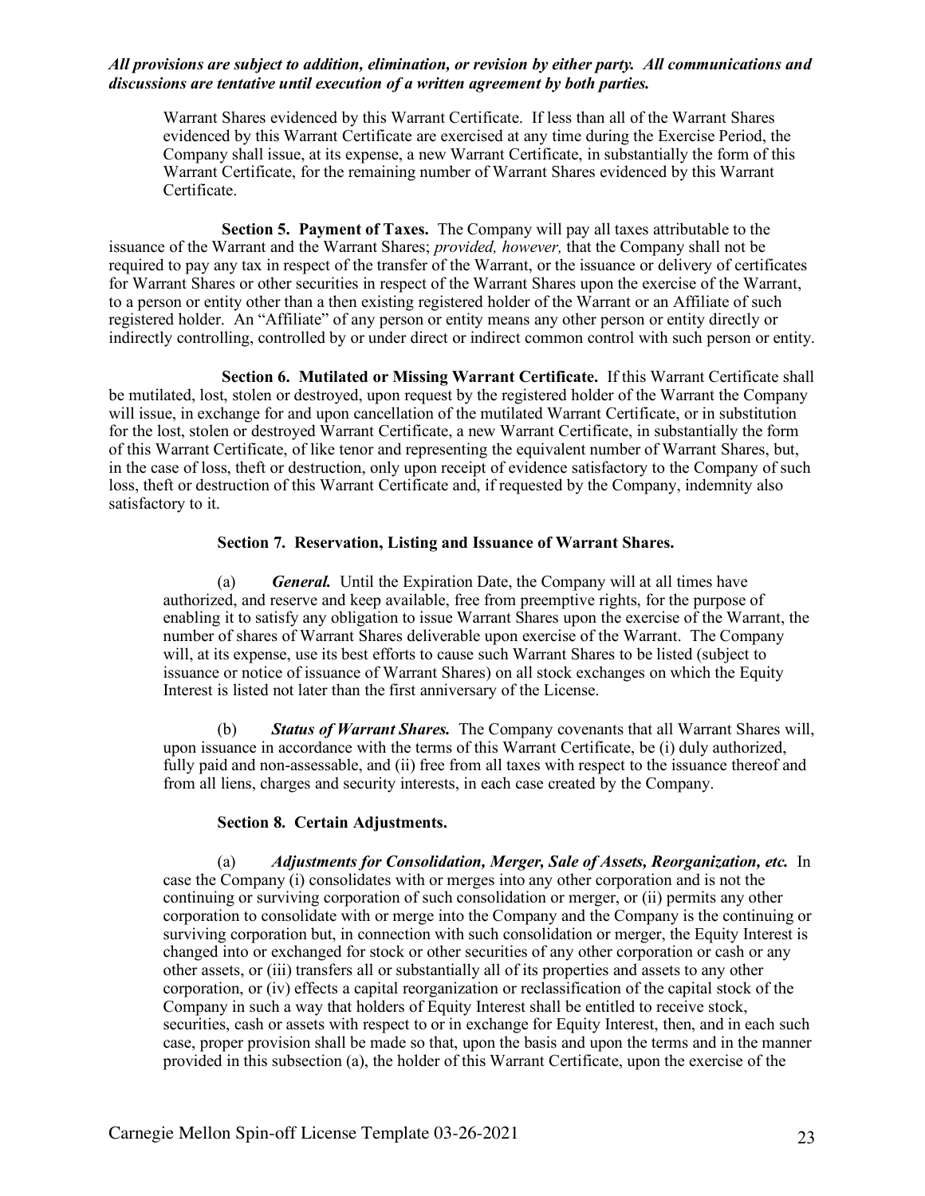***All provisions are subject to addition, elimination, or revision by either party. All communications and discussions are tentative until execution of a written agreement by both parties.***

Warrant Shares evidenced by this Warrant Certificate. If less than all of the Warrant Shares evidenced by this Warrant Certificate are exercised at any time during the Exercise Period, the Company shall issue, at its expense, a new Warrant Certificate, in substantially the form of this Warrant Certificate, for the remaining number of Warrant Shares evidenced by this Warrant Certificate.

**Section 5. Payment of Taxes.** The Company will pay all taxes attributable to the issuance of the Warrant and the Warrant Shares; *provided, however,* that the Company shall not be required to pay any tax in respect of the transfer of the Warrant, or the issuance or delivery of certificates for Warrant Shares or other securities in respect of the Warrant Shares upon the exercise of the Warrant, to a person or entity other than a then existing registered holder of the Warrant or an Affiliate of such registered holder. An "Affiliate" of any person or entity means any other person or entity directly or indirectly controlling, controlled by or under direct or indirect common control with such person or entity.

**Section 6. Mutilated or Missing Warrant Certificate.** If this Warrant Certificate shall be mutilated, lost, stolen or destroyed, upon request by the registered holder of the Warrant the Company will issue, in exchange for and upon cancellation of the mutilated Warrant Certificate, or in substitution for the lost, stolen or destroyed Warrant Certificate, a new Warrant Certificate, in substantially the form of this Warrant Certificate, of like tenor and representing the equivalent number of Warrant Shares, but, in the case of loss, theft or destruction, only upon receipt of evidence satisfactory to the Company of such loss, theft or destruction of this Warrant Certificate and, if requested by the Company, indemnity also satisfactory to it.

**Section 7. Reservation, Listing and Issuance of Warrant Shares.**

(a) ***General.*** Until the Expiration Date, the Company will at all times have authorized, and reserve and keep available, free from preemptive rights, for the purpose of enabling it to satisfy any obligation to issue Warrant Shares upon the exercise of the Warrant, the number of shares of Warrant Shares deliverable upon exercise of the Warrant. The Company will, at its expense, use its best efforts to cause such Warrant Shares to be listed (subject to issuance or notice of issuance of Warrant Shares) on all stock exchanges on which the Equity Interest is listed not later than the first anniversary of the License.

(b) ***Status of Warrant Shares.*** The Company covenants that all Warrant Shares will, upon issuance in accordance with the terms of this Warrant Certificate, be (i) duly authorized, fully paid and non-assessable, and (ii) free from all taxes with respect to the issuance thereof and from all liens, charges and security interests, in each case created by the Company.

**Section 8. Certain Adjustments.**

(a) ***Adjustments for Consolidation, Merger, Sale of Assets, Reorganization, etc.*** In case the Company (i) consolidates with or merges into any other corporation and is not the continuing or surviving corporation of such consolidation or merger, or (ii) permits any other corporation to consolidate with or merge into the Company and the Company is the continuing or surviving corporation but, in connection with such consolidation or merger, the Equity Interest is changed into or exchanged for stock or other securities of any other corporation or cash or any other assets, or (iii) transfers all or substantially all of its properties and assets to any other corporation, or (iv) effects a capital reorganization or reclassification of the capital stock of the Company in such a way that holders of Equity Interest shall be entitled to receive stock, securities, cash or assets with respect to or in exchange for Equity Interest, then, and in each such case, proper provision shall be made so that, upon the basis and upon the terms and in the manner provided in this subsection (a), the holder of this Warrant Certificate, upon the exercise of the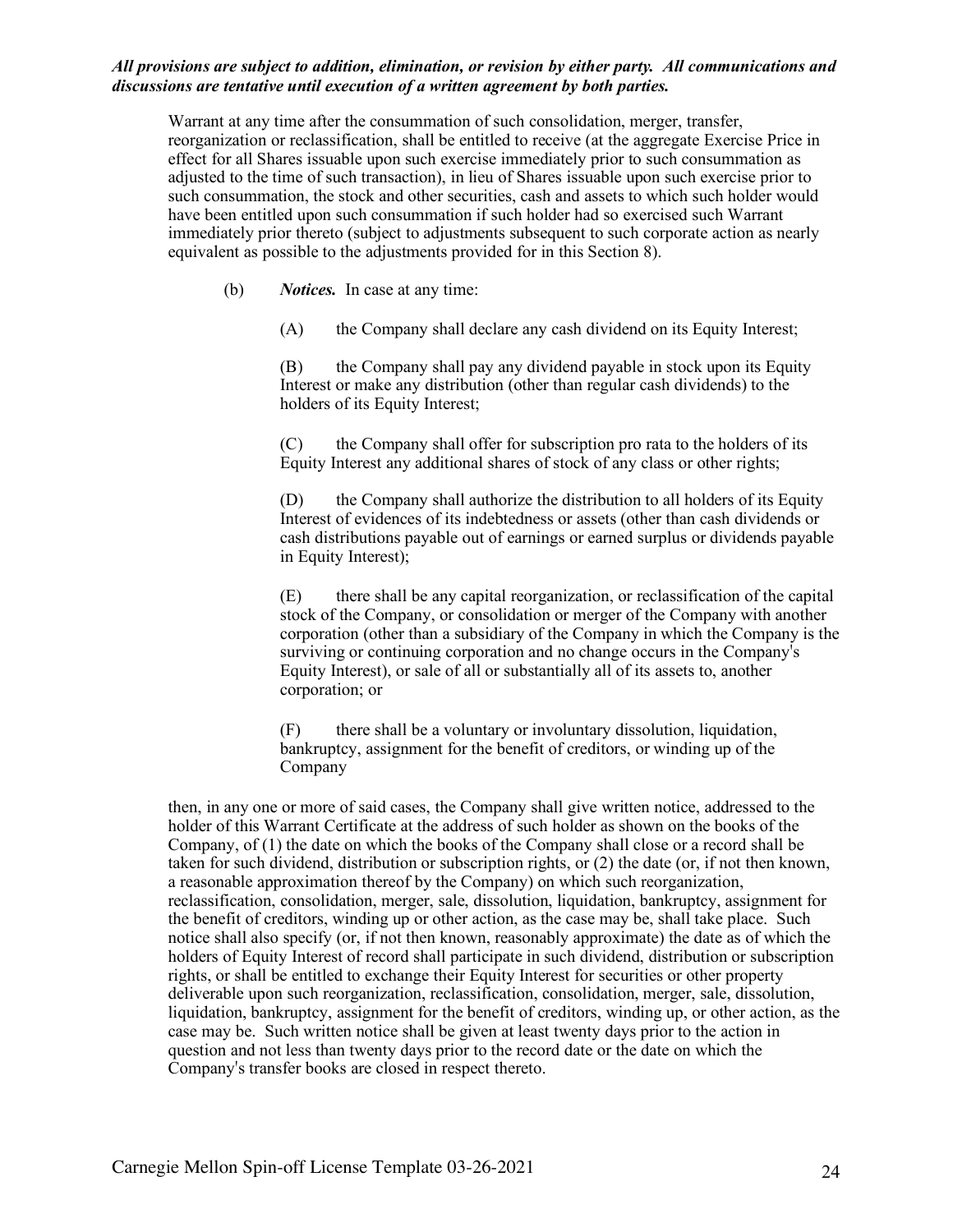***All provisions are subject to addition, elimination, or revision by either party. All communications and discussions are tentative until execution of a written agreement by both parties.***

Warrant at any time after the consummation of such consolidation, merger, transfer, reorganization or reclassification, shall be entitled to receive (at the aggregate Exercise Price in effect for all Shares issuable upon such exercise immediately prior to such consummation as adjusted to the time of such transaction), in lieu of Shares issuable upon such exercise prior to such consummation, the stock and other securities, cash and assets to which such holder would have been entitled upon such consummation if such holder had so exercised such Warrant immediately prior thereto (subject to adjustments subsequent to such corporate action as nearly equivalent as possible to the adjustments provided for in this Section 8).

(b) ***Notices.*** In case at any time:

(A) the Company shall declare any cash dividend on its Equity Interest;

(B) the Company shall pay any dividend payable in stock upon its Equity Interest or make any distribution (other than regular cash dividends) to the holders of its Equity Interest;

(C) the Company shall offer for subscription pro rata to the holders of its Equity Interest any additional shares of stock of any class or other rights;

(D) the Company shall authorize the distribution to all holders of its Equity Interest of evidences of its indebtedness or assets (other than cash dividends or cash distributions payable out of earnings or earned surplus or dividends payable in Equity Interest);

(E) there shall be any capital reorganization, or reclassification of the capital stock of the Company, or consolidation or merger of the Company with another corporation (other than a subsidiary of the Company in which the Company is the surviving or continuing corporation and no change occurs in the Company's Equity Interest), or sale of all or substantially all of its assets to, another corporation; or

(F) there shall be a voluntary or involuntary dissolution, liquidation, bankruptcy, assignment for the benefit of creditors, or winding up of the Company

then, in any one or more of said cases, the Company shall give written notice, addressed to the holder of this Warrant Certificate at the address of such holder as shown on the books of the Company, of (1) the date on which the books of the Company shall close or a record shall be taken for such dividend, distribution or subscription rights, or (2) the date (or, if not then known, a reasonable approximation thereof by the Company) on which such reorganization, reclassification, consolidation, merger, sale, dissolution, liquidation, bankruptcy, assignment for the benefit of creditors, winding up or other action, as the case may be, shall take place. Such notice shall also specify (or, if not then known, reasonably approximate) the date as of which the holders of Equity Interest of record shall participate in such dividend, distribution or subscription rights, or shall be entitled to exchange their Equity Interest for securities or other property deliverable upon such reorganization, reclassification, consolidation, merger, sale, dissolution, liquidation, bankruptcy, assignment for the benefit of creditors, winding up, or other action, as the case may be. Such written notice shall be given at least twenty days prior to the action in question and not less than twenty days prior to the record date or the date on which the Company's transfer books are closed in respect thereto.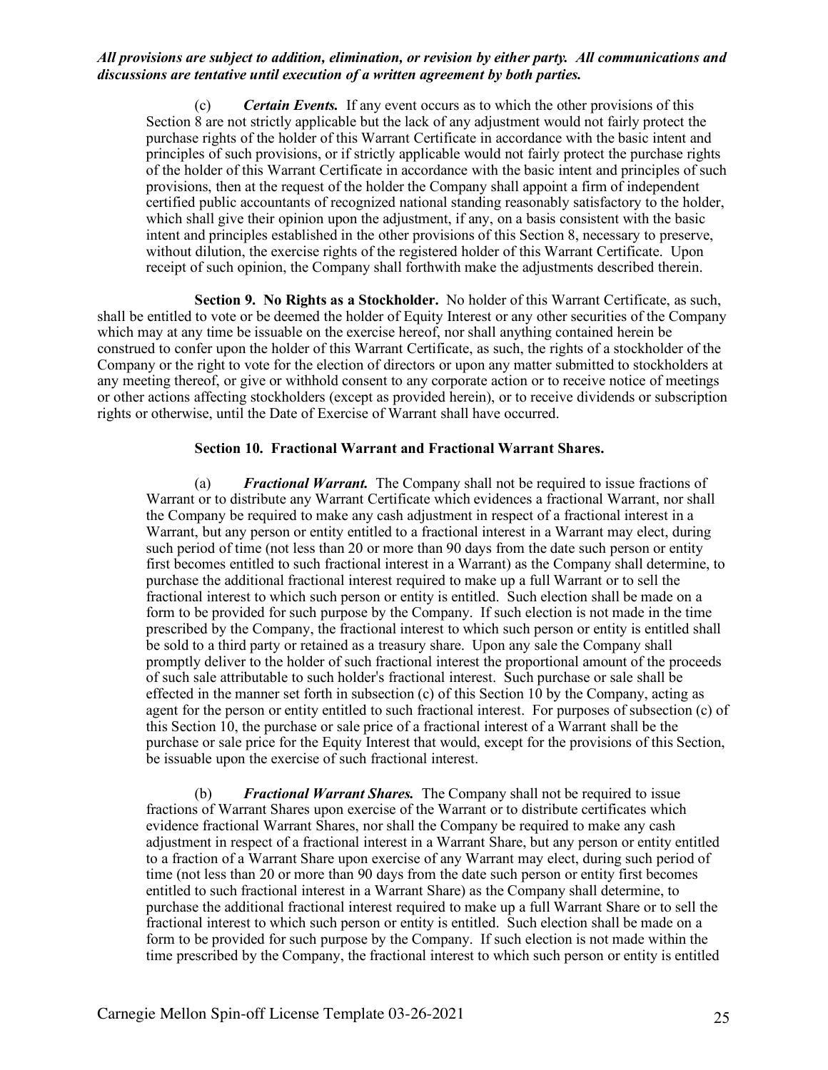***All provisions are subject to addition, elimination, or revision by either party. All communications and discussions are tentative until execution of a written agreement by both parties.***

(c) ***Certain Events.*** If any event occurs as to which the other provisions of this Section 8 are not strictly applicable but the lack of any adjustment would not fairly protect the purchase rights of the holder of this Warrant Certificate in accordance with the basic intent and principles of such provisions, or if strictly applicable would not fairly protect the purchase rights of the holder of this Warrant Certificate in accordance with the basic intent and principles of such provisions, then at the request of the holder the Company shall appoint a firm of independent certified public accountants of recognized national standing reasonably satisfactory to the holder, which shall give their opinion upon the adjustment, if any, on a basis consistent with the basic intent and principles established in the other provisions of this Section 8, necessary to preserve, without dilution, the exercise rights of the registered holder of this Warrant Certificate. Upon receipt of such opinion, the Company shall forthwith make the adjustments described therein.

**Section 9. No Rights as a Stockholder.** No holder of this Warrant Certificate, as such, shall be entitled to vote or be deemed the holder of Equity Interest or any other securities of the Company which may at any time be issuable on the exercise hereof, nor shall anything contained herein be construed to confer upon the holder of this Warrant Certificate, as such, the rights of a stockholder of the Company or the right to vote for the election of directors or upon any matter submitted to stockholders at any meeting thereof, or give or withhold consent to any corporate action or to receive notice of meetings or other actions affecting stockholders (except as provided herein), or to receive dividends or subscription rights or otherwise, until the Date of Exercise of Warrant shall have occurred.

**Section 10. Fractional Warrant and Fractional Warrant Shares.**

(a) ***Fractional Warrant.*** The Company shall not be required to issue fractions of Warrant or to distribute any Warrant Certificate which evidences a fractional Warrant, nor shall the Company be required to make any cash adjustment in respect of a fractional interest in a Warrant, but any person or entity entitled to a fractional interest in a Warrant may elect, during such period of time (not less than 20 or more than 90 days from the date such person or entity first becomes entitled to such fractional interest in a Warrant) as the Company shall determine, to purchase the additional fractional interest required to make up a full Warrant or to sell the fractional interest to which such person or entity is entitled. Such election shall be made on a form to be provided for such purpose by the Company. If such election is not made in the time prescribed by the Company, the fractional interest to which such person or entity is entitled shall be sold to a third party or retained as a treasury share. Upon any sale the Company shall promptly deliver to the holder of such fractional interest the proportional amount of the proceeds of such sale attributable to such holder's fractional interest. Such purchase or sale shall be effected in the manner set forth in subsection (c) of this Section 10 by the Company, acting as agent for the person or entity entitled to such fractional interest. For purposes of subsection (c) of this Section 10, the purchase or sale price of a fractional interest of a Warrant shall be the purchase or sale price for the Equity Interest that would, except for the provisions of this Section, be issuable upon the exercise of such fractional interest.

(b) ***Fractional Warrant Shares.*** The Company shall not be required to issue fractions of Warrant Shares upon exercise of the Warrant or to distribute certificates which evidence fractional Warrant Shares, nor shall the Company be required to make any cash adjustment in respect of a fractional interest in a Warrant Share, but any person or entity entitled to a fraction of a Warrant Share upon exercise of any Warrant may elect, during such period of time (not less than 20 or more than 90 days from the date such person or entity first becomes entitled to such fractional interest in a Warrant Share) as the Company shall determine, to purchase the additional fractional interest required to make up a full Warrant Share or to sell the fractional interest to which such person or entity is entitled. Such election shall be made on a form to be provided for such purpose by the Company. If such election is not made within the time prescribed by the Company, the fractional interest to which such person or entity is entitled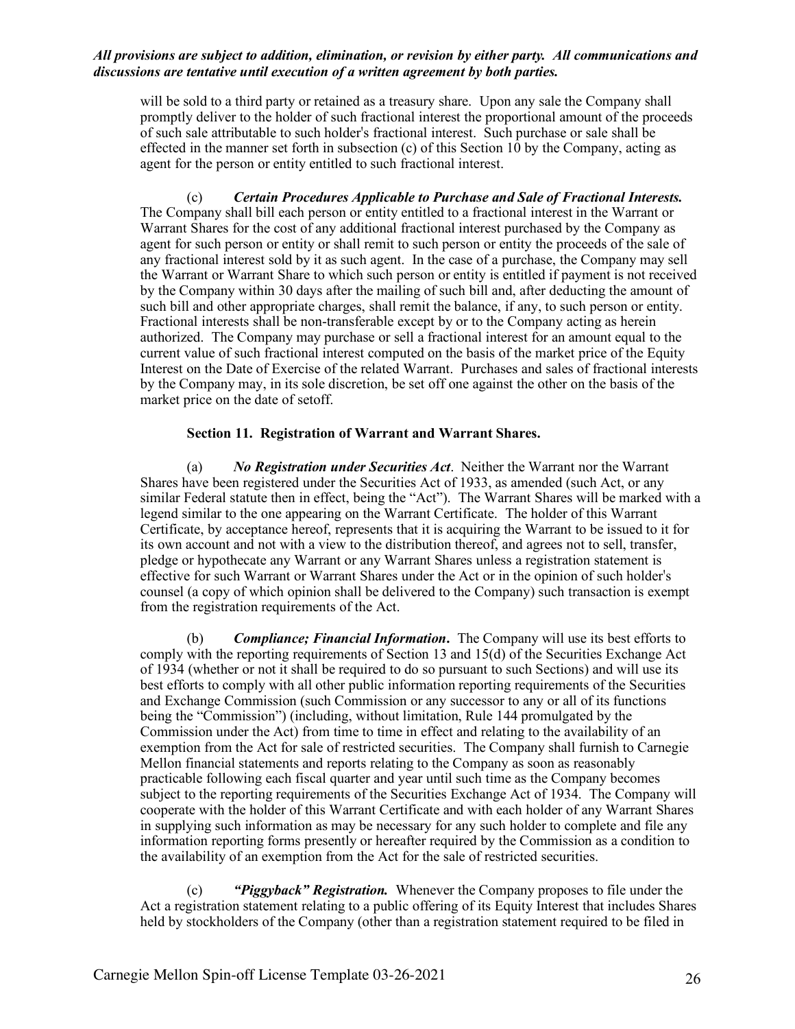will be sold to a third party or retained as a treasury share. Upon any sale the Company shall promptly deliver to the holder of such fractional interest the proportional amount of the proceeds of such sale attributable to such holder's fractional interest. Such purchase or sale shall be effected in the manner set forth in subsection (c) of this Section 10 by the Company, acting as agent for the person or entity entitled to such fractional interest.

(c) ***Certain Procedures Applicable to Purchase and Sale of Fractional Interests.*** The Company shall bill each person or entity entitled to a fractional interest in the Warrant or Warrant Shares for the cost of any additional fractional interest purchased by the Company as agent for such person or entity or shall remit to such person or entity the proceeds of the sale of any fractional interest sold by it as such agent. In the case of a purchase, the Company may sell the Warrant or Warrant Share to which such person or entity is entitled if payment is not received by the Company within 30 days after the mailing of such bill and, after deducting the amount of such bill and other appropriate charges, shall remit the balance, if any, to such person or entity. Fractional interests shall be non-transferable except by or to the Company acting as herein authorized. The Company may purchase or sell a fractional interest for an amount equal to the current value of such fractional interest computed on the basis of the market price of the Equity Interest on the Date of Exercise of the related Warrant. Purchases and sales of fractional interests by the Company may, in its sole discretion, be set off one against the other on the basis of the market price on the date of setoff.

**Section 11. Registration of Warrant and Warrant Shares.**

(a) ***No Registration under Securities Act***. Neither the Warrant nor the Warrant Shares have been registered under the Securities Act of 1933, as amended (such Act, or any similar Federal statute then in effect, being the "Act"). The Warrant Shares will be marked with a legend similar to the one appearing on the Warrant Certificate. The holder of this Warrant Certificate, by acceptance hereof, represents that it is acquiring the Warrant to be issued to it for its own account and not with a view to the distribution thereof, and agrees not to sell, transfer, pledge or hypothecate any Warrant or any Warrant Shares unless a registration statement is effective for such Warrant or Warrant Shares under the Act or in the opinion of such holder's counsel (a copy of which opinion shall be delivered to the Company) such transaction is exempt from the registration requirements of the Act.

(b) ***Compliance; Financial Information***. The Company will use its best efforts to comply with the reporting requirements of Section 13 and 15(d) of the Securities Exchange Act of 1934 (whether or not it shall be required to do so pursuant to such Sections) and will use its best efforts to comply with all other public information reporting requirements of the Securities and Exchange Commission (such Commission or any successor to any or all of its functions being the "Commission") (including, without limitation, Rule 144 promulgated by the Commission under the Act) from time to time in effect and relating to the availability of an exemption from the Act for sale of restricted securities. The Company shall furnish to Carnegie Mellon financial statements and reports relating to the Company as soon as reasonably practicable following each fiscal quarter and year until such time as the Company becomes subject to the reporting requirements of the Securities Exchange Act of 1934. The Company will cooperate with the holder of this Warrant Certificate and with each holder of any Warrant Shares in supplying such information as may be necessary for any such holder to complete and file any information reporting forms presently or hereafter required by the Commission as a condition to the availability of an exemption from the Act for the sale of restricted securities.

(c) ***"Piggyback" Registration.*** Whenever the Company proposes to file under the Act a registration statement relating to a public offering of its Equity Interest that includes Shares held by stockholders of the Company (other than a registration statement required to be filed in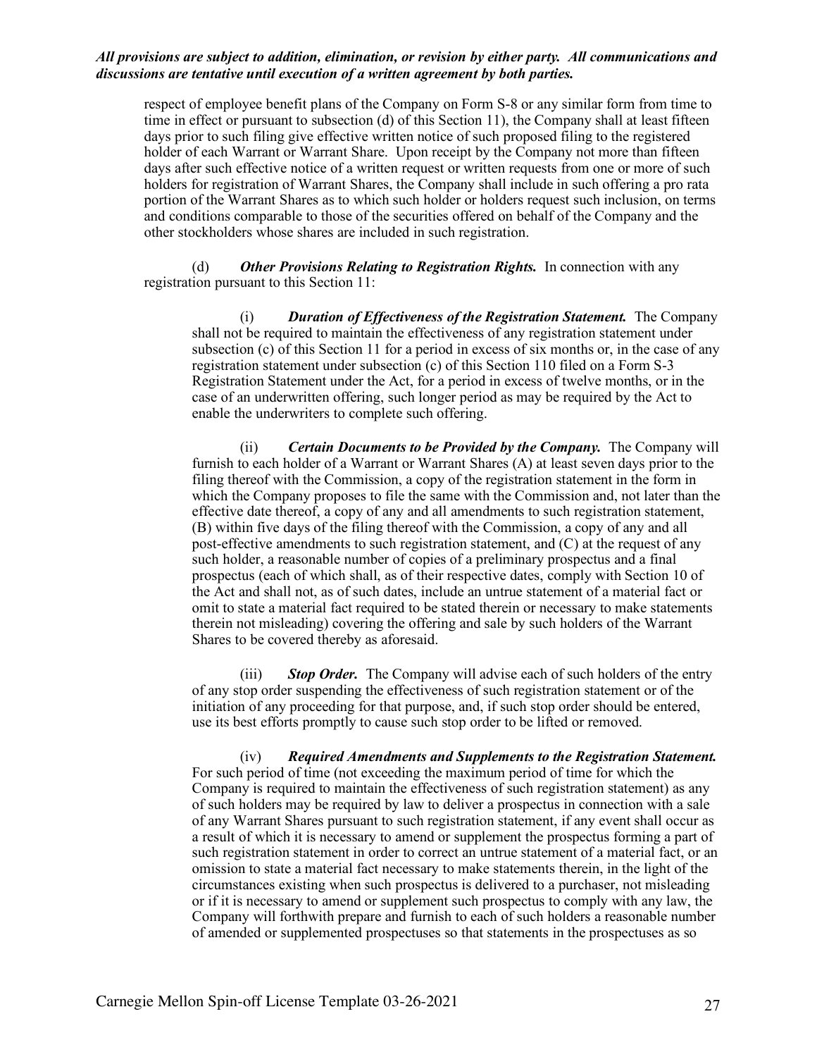***All provisions are subject to addition, elimination, or revision by either party. All communications and discussions are tentative until execution of a written agreement by both parties.***

respect of employee benefit plans of the Company on Form S-8 or any similar form from time to time in effect or pursuant to subsection (d) of this Section 11), the Company shall at least fifteen days prior to such filing give effective written notice of such proposed filing to the registered holder of each Warrant or Warrant Share. Upon receipt by the Company not more than fifteen days after such effective notice of a written request or written requests from one or more of such holders for registration of Warrant Shares, the Company shall include in such offering a pro rata portion of the Warrant Shares as to which such holder or holders request such inclusion, on terms and conditions comparable to those of the securities offered on behalf of the Company and the other stockholders whose shares are included in such registration.

(d) ***Other Provisions Relating to Registration Rights.*** In connection with any registration pursuant to this Section 11:

(i) ***Duration of Effectiveness of the Registration Statement.*** The Company shall not be required to maintain the effectiveness of any registration statement under subsection (c) of this Section 11 for a period in excess of six months or, in the case of any registration statement under subsection (c) of this Section 110 filed on a Form S-3 Registration Statement under the Act, for a period in excess of twelve months, or in the case of an underwritten offering, such longer period as may be required by the Act to enable the underwriters to complete such offering.

(ii) ***Certain Documents to be Provided by the Company.*** The Company will furnish to each holder of a Warrant or Warrant Shares (A) at least seven days prior to the filing thereof with the Commission, a copy of the registration statement in the form in which the Company proposes to file the same with the Commission and, not later than the effective date thereof, a copy of any and all amendments to such registration statement, (B) within five days of the filing thereof with the Commission, a copy of any and all post-effective amendments to such registration statement, and (C) at the request of any such holder, a reasonable number of copies of a preliminary prospectus and a final prospectus (each of which shall, as of their respective dates, comply with Section 10 of the Act and shall not, as of such dates, include an untrue statement of a material fact or omit to state a material fact required to be stated therein or necessary to make statements therein not misleading) covering the offering and sale by such holders of the Warrant Shares to be covered thereby as aforesaid.

(iii) ***Stop Order.*** The Company will advise each of such holders of the entry of any stop order suspending the effectiveness of such registration statement or of the initiation of any proceeding for that purpose, and, if such stop order should be entered, use its best efforts promptly to cause such stop order to be lifted or removed.

(iv) ***Required Amendments and Supplements to the Registration Statement.*** For such period of time (not exceeding the maximum period of time for which the Company is required to maintain the effectiveness of such registration statement) as any of such holders may be required by law to deliver a prospectus in connection with a sale of any Warrant Shares pursuant to such registration statement, if any event shall occur as a result of which it is necessary to amend or supplement the prospectus forming a part of such registration statement in order to correct an untrue statement of a material fact, or an omission to state a material fact necessary to make statements therein, in the light of the circumstances existing when such prospectus is delivered to a purchaser, not misleading or if it is necessary to amend or supplement such prospectus to comply with any law, the Company will forthwith prepare and furnish to each of such holders a reasonable number of amended or supplemented prospectuses so that statements in the prospectuses as so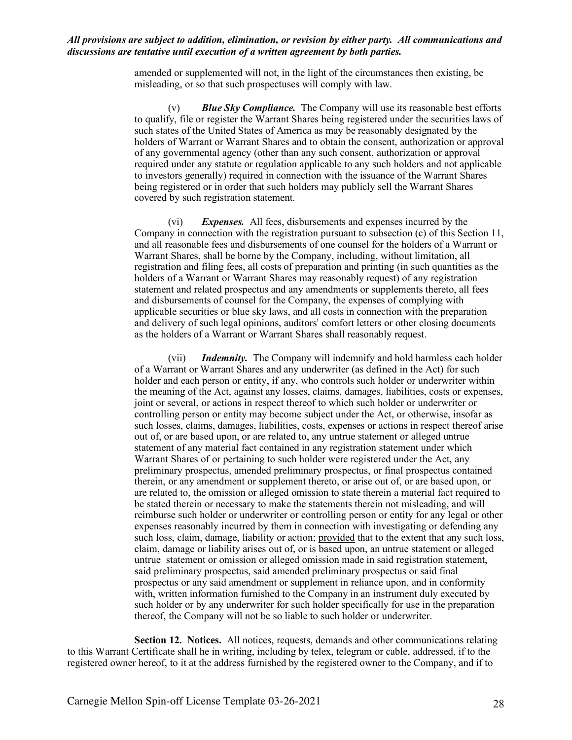*All provisions are subject to addition, elimination, or revision by either party. All communications and discussions are tentative until execution of a written agreement by both parties.*

amended or supplemented will not, in the light of the circumstances then existing, be misleading, or so that such prospectuses will comply with law.

(v) ***Blue Sky Compliance.*** The Company will use its reasonable best efforts to qualify, file or register the Warrant Shares being registered under the securities laws of such states of the United States of America as may be reasonably designated by the holders of Warrant or Warrant Shares and to obtain the consent, authorization or approval of any governmental agency (other than any such consent, authorization or approval required under any statute or regulation applicable to any such holders and not applicable to investors generally) required in connection with the issuance of the Warrant Shares being registered or in order that such holders may publicly sell the Warrant Shares covered by such registration statement.

(vi) ***Expenses.*** All fees, disbursements and expenses incurred by the Company in connection with the registration pursuant to subsection (c) of this Section 11, and all reasonable fees and disbursements of one counsel for the holders of a Warrant or Warrant Shares, shall be borne by the Company, including, without limitation, all registration and filing fees, all costs of preparation and printing (in such quantities as the holders of a Warrant or Warrant Shares may reasonably request) of any registration statement and related prospectus and any amendments or supplements thereto, all fees and disbursements of counsel for the Company, the expenses of complying with applicable securities or blue sky laws, and all costs in connection with the preparation and delivery of such legal opinions, auditors' comfort letters or other closing documents as the holders of a Warrant or Warrant Shares shall reasonably request.

(vii) ***Indemnity.*** The Company will indemnify and hold harmless each holder of a Warrant or Warrant Shares and any underwriter (as defined in the Act) for such holder and each person or entity, if any, who controls such holder or underwriter within the meaning of the Act, against any losses, claims, damages, liabilities, costs or expenses, joint or several, or actions in respect thereof to which such holder or underwriter or controlling person or entity may become subject under the Act, or otherwise, insofar as such losses, claims, damages, liabilities, costs, expenses or actions in respect thereof arise out of, or are based upon, or are related to, any untrue statement or alleged untrue statement of any material fact contained in any registration statement under which Warrant Shares of or pertaining to such holder were registered under the Act, any preliminary prospectus, amended preliminary prospectus, or final prospectus contained therein, or any amendment or supplement thereto, or arise out of, or are based upon, or are related to, the omission or alleged omission to state therein a material fact required to be stated therein or necessary to make the statements therein not misleading, and will reimburse such holder or underwriter or controlling person or entity for any legal or other expenses reasonably incurred by them in connection with investigating or defending any such loss, claim, damage, liability or action; provided that to the extent that any such loss, claim, damage or liability arises out of, or is based upon, an untrue statement or alleged untrue statement or omission or alleged omission made in said registration statement, said preliminary prospectus, said amended preliminary prospectus or said final prospectus or any said amendment or supplement in reliance upon, and in conformity with, written information furnished to the Company in an instrument duly executed by such holder or by any underwriter for such holder specifically for use in the preparation thereof, the Company will not be so liable to such holder or underwriter.

**Section 12. Notices.** All notices, requests, demands and other communications relating to this Warrant Certificate shall be in writing, including by telex, telegram or cable, addressed, if to the registered owner hereof, to it at the address furnished by the registered owner to the Company, and if to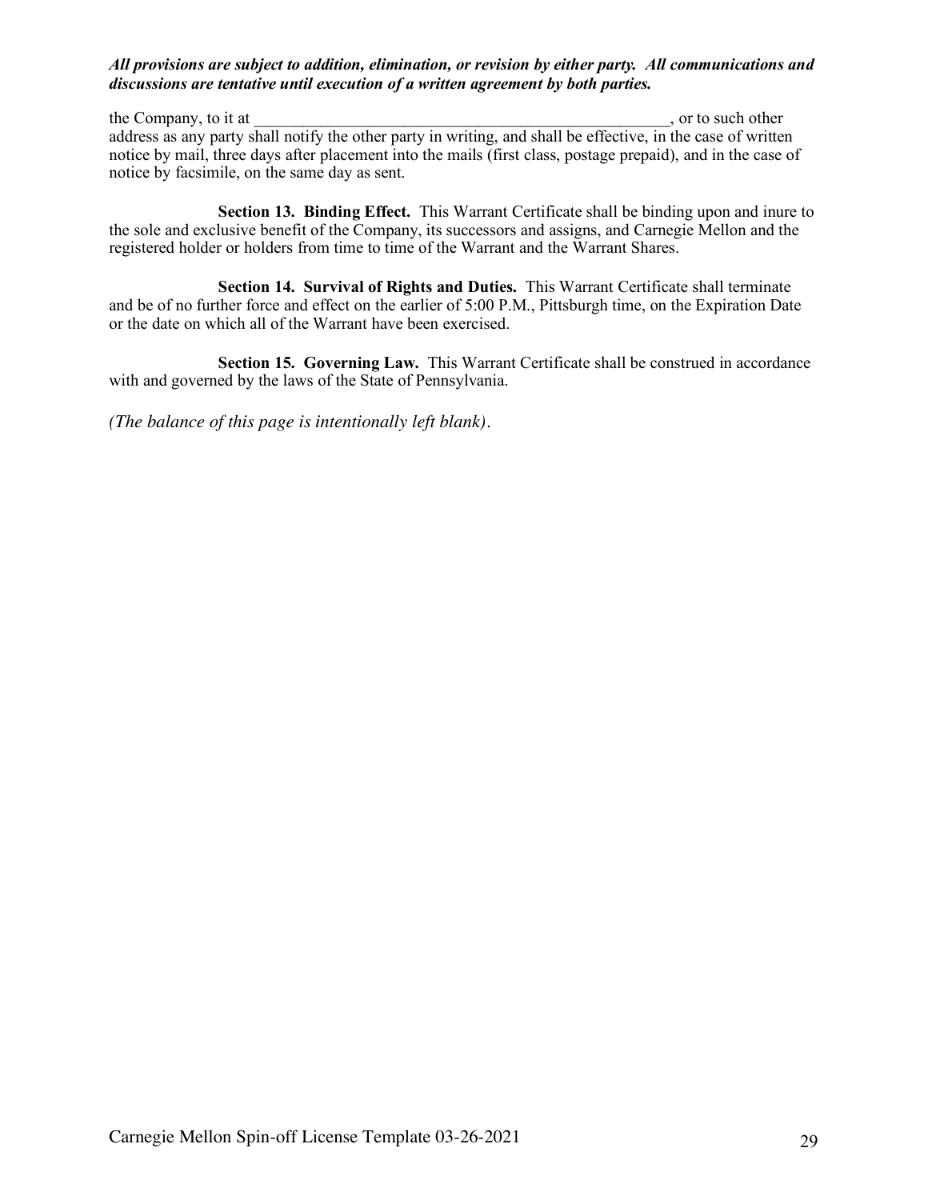***All provisions are subject to addition, elimination, or revision by either party. All communications and discussions are tentative until execution of a written agreement by both parties.***

the Company, to it at \_\_\_\_\_\_\_\_\_\_\_\_\_\_\_\_\_\_\_\_\_\_\_\_\_\_\_\_\_\_\_\_\_\_\_\_\_\_\_\_\_\_\_\_\_\_\_\_\_\_\_\_\_\_, or to such other address as any party shall notify the other party in writing, and shall be effective, in the case of written notice by mail, three days after placement into the mails (first class, postage prepaid), and in the case of notice by facsimile, on the same day as sent.

**Section 13. Binding Effect.** This Warrant Certificate shall be binding upon and inure to the sole and exclusive benefit of the Company, its successors and assigns, and Carnegie Mellon and the registered holder or holders from time to time of the Warrant and the Warrant Shares.

**Section 14. Survival of Rights and Duties.** This Warrant Certificate shall terminate and be of no further force and effect on the earlier of 5:00 P.M., Pittsburgh time, on the Expiration Date or the date on which all of the Warrant have been exercised.

**Section 15. Governing Law.** This Warrant Certificate shall be construed in accordance with and governed by the laws of the State of Pennsylvania.

*(The balance of this page is intentionally left blank)*.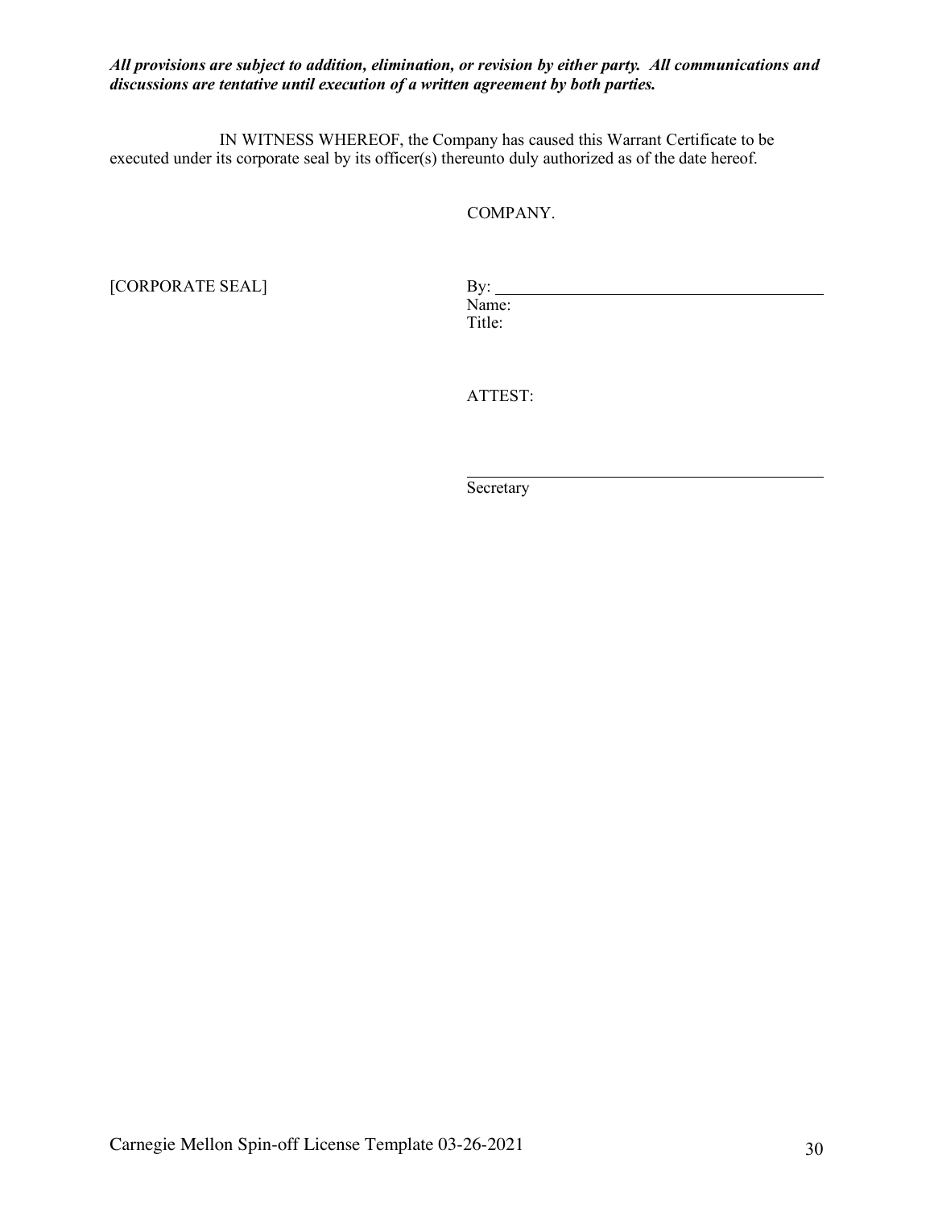***All provisions are subject to addition, elimination, or revision by either party. All communications and discussions are tentative until execution of a written agreement by both parties.***

IN WITNESS WHEREOF, the Company has caused this Warrant Certificate to be executed under its corporate seal by its officer(s) thereunto duly authorized as of the date hereof.

COMPANY.

[CORPORATE SEAL]

By: ______________________________
Name:
Title:

ATTEST:

______________________________
Secretary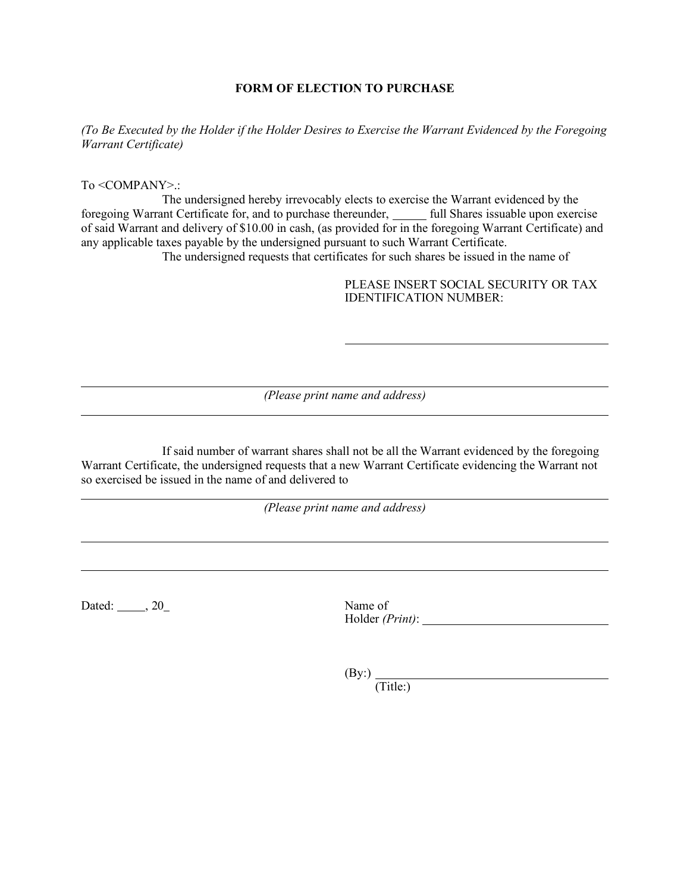# FORM OF ELECTION TO PURCHASE

*(To Be Executed by the Holder if the Holder Desires to Exercise the Warrant Evidenced by the Foregoing Warrant Certificate)*

To <COMPANY>.:

The undersigned hereby irrevocably elects to exercise the Warrant evidenced by the foregoing Warrant Certificate for, and to purchase thereunder, ______ full Shares issuable upon exercise of said Warrant and delivery of $10.00 in cash, (as provided for in the foregoing Warrant Certificate) and any applicable taxes payable by the undersigned pursuant to such Warrant Certificate.

The undersigned requests that certificates for such shares be issued in the name of

PLEASE INSERT SOCIAL SECURITY OR TAX IDENTIFICATION NUMBER:

______________________________

______________________________________________________________________

*(Please print name and address)*

______________________________________________________________________

If said number of warrant shares shall not be all the Warrant evidenced by the foregoing Warrant Certificate, the undersigned requests that a new Warrant Certificate evidencing the Warrant not so exercised be issued in the name of and delivered to

______________________________________________________________________

*(Please print name and address)*

______________________________________________________________________

______________________________________________________________________

Dated: _____, 20_

Name of Holder *(Print)*: ______________________________

(By:) ______________________________
(Title:)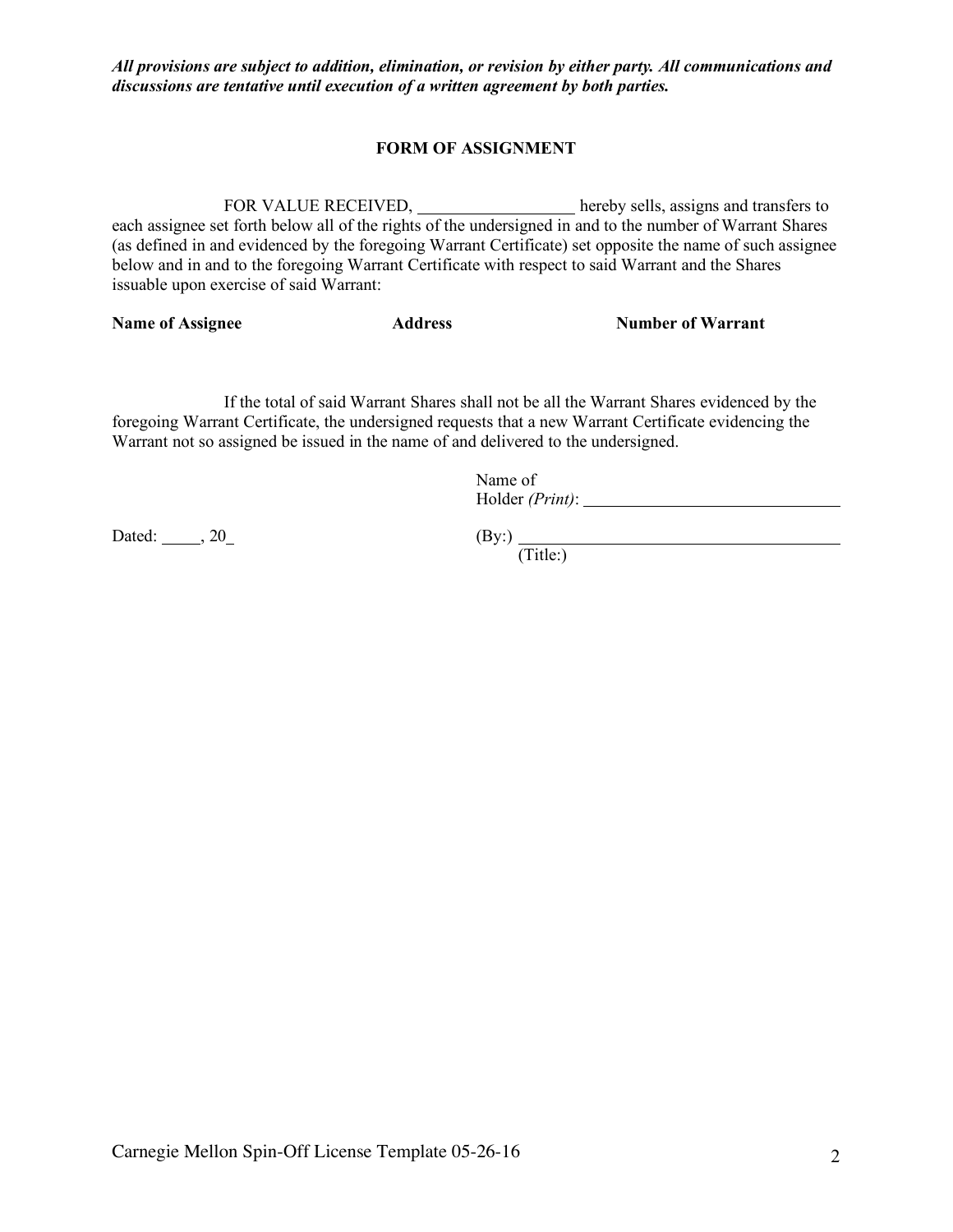***All provisions are subject to addition, elimination, or revision by either party. All communications and discussions are tentative until execution of a written agreement by both parties.***

## FORM OF ASSIGNMENT

FOR VALUE RECEIVED, ___________________ hereby sells, assigns and transfers to each assignee set forth below all of the rights of the undersigned in and to the number of Warrant Shares (as defined in and evidenced by the foregoing Warrant Certificate) set opposite the name of such assignee below and in and to the foregoing Warrant Certificate with respect to said Warrant and the Shares issuable upon exercise of said Warrant:

| **Name of Assignee** | **Address** | **Number of Warrant** |
| --- | --- | --- |
| | | |

If the total of said Warrant Shares shall not be all the Warrant Shares evidenced by the foregoing Warrant Certificate, the undersigned requests that a new Warrant Certificate evidencing the Warrant not so assigned be issued in the name of and delivered to the undersigned.

Name of Holder *(Print)*: ______________________________

Dated: _____, 20_

(By:) ______________________________________
(Title:)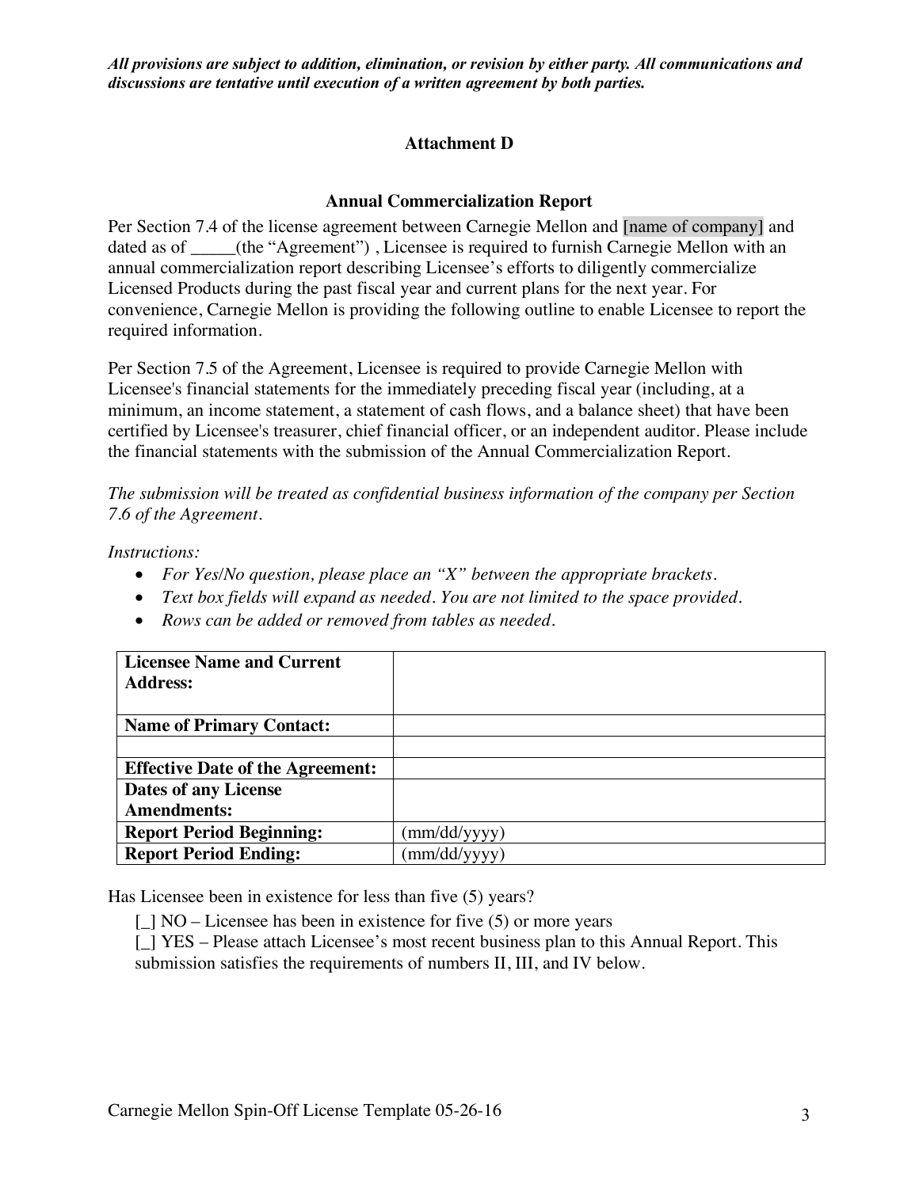***All provisions are subject to addition, elimination, or revision by either party. All communications and discussions are tentative until execution of a written agreement by both parties.***

## Attachment D

### Annual Commercialization Report

Per Section 7.4 of the license agreement between Carnegie Mellon and [name of company] and dated as of _____(the "Agreement") , Licensee is required to furnish Carnegie Mellon with an annual commercialization report describing Licensee's efforts to diligently commercialize Licensed Products during the past fiscal year and current plans for the next year. For convenience, Carnegie Mellon is providing the following outline to enable Licensee to report the required information.

Per Section 7.5 of the Agreement, Licensee is required to provide Carnegie Mellon with Licensee's financial statements for the immediately preceding fiscal year (including, at a minimum, an income statement, a statement of cash flows, and a balance sheet) that have been certified by Licensee's treasurer, chief financial officer, or an independent auditor. Please include the financial statements with the submission of the Annual Commercialization Report.

*The submission will be treated as confidential business information of the company per Section 7.6 of the Agreement.*

*Instructions:*

- *For Yes/No question, please place an "X" between the appropriate brackets.*
- *Text box fields will expand as needed. You are not limited to the space provided.*
- *Rows can be added or removed from tables as needed.*

| **Licensee Name and Current Address:** | |
|---|---|
| **Name of Primary Contact:** | |
| | |
| **Effective Date of the Agreement:** | |
| **Dates of any License Amendments:** | |
| **Report Period Beginning:** | (mm/dd/yyyy) |
| **Report Period Ending:** | (mm/dd/yyyy) |

Has Licensee been in existence for less than five (5) years?

[_] NO – Licensee has been in existence for five (5) or more years

[_] YES – Please attach Licensee's most recent business plan to this Annual Report. This submission satisfies the requirements of numbers II, III, and IV below.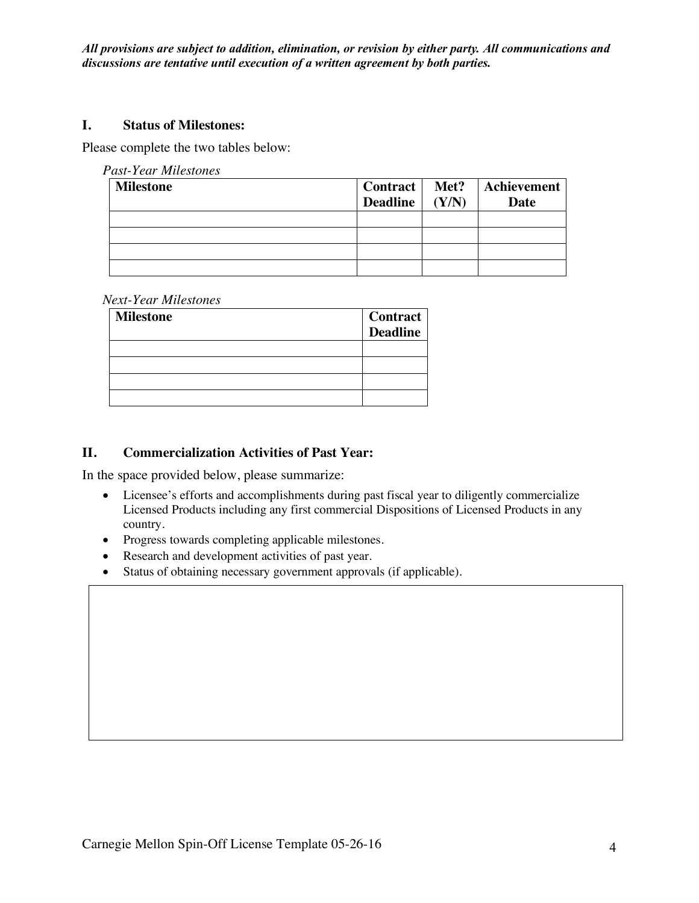***All provisions are subject to addition, elimination, or revision by either party. All communications and discussions are tentative until execution of a written agreement by both parties.***

## I. Status of Milestones:

Please complete the two tables below:

*Past-Year Milestones*

| Milestone | Contract Deadline | Met? (Y/N) | Achievement Date |
|---|---|---|---|
| | | | |
| | | | |
| | | | |
| | | | |

*Next-Year Milestones*

| Milestone | Contract Deadline |
|---|---|
| | |
| | |
| | |
| | |

## II. Commercialization Activities of Past Year:

In the space provided below, please summarize:

- Licensee's efforts and accomplishments during past fiscal year to diligently commercialize Licensed Products including any first commercial Dispositions of Licensed Products in any country.
- Progress towards completing applicable milestones.
- Research and development activities of past year.
- Status of obtaining necessary government approvals (if applicable).

| |
|---|
| |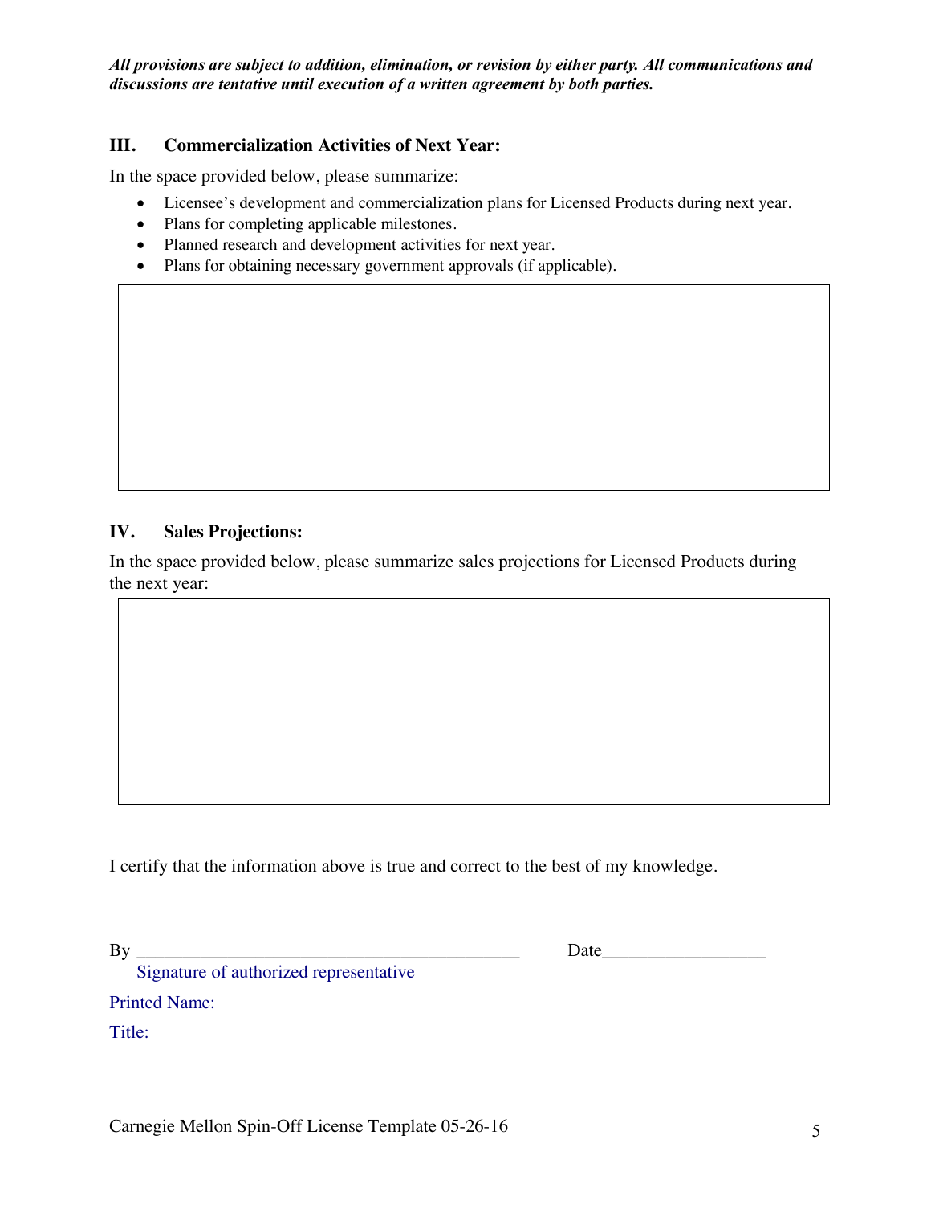***All provisions are subject to addition, elimination, or revision by either party. All communications and discussions are tentative until execution of a written agreement by both parties.***

## III. Commercialization Activities of Next Year:

In the space provided below, please summarize:

- Licensee's development and commercialization plans for Licensed Products during next year.
- Plans for completing applicable milestones.
- Planned research and development activities for next year.
- Plans for obtaining necessary government approvals (if applicable).

| |
|---|
| |

## IV. Sales Projections:

In the space provided below, please summarize sales projections for Licensed Products during the next year:

| |
|---|
| |

I certify that the information above is true and correct to the best of my knowledge.

By ___________________________________________ Date__________________

Signature of authorized representative

Printed Name:

Title: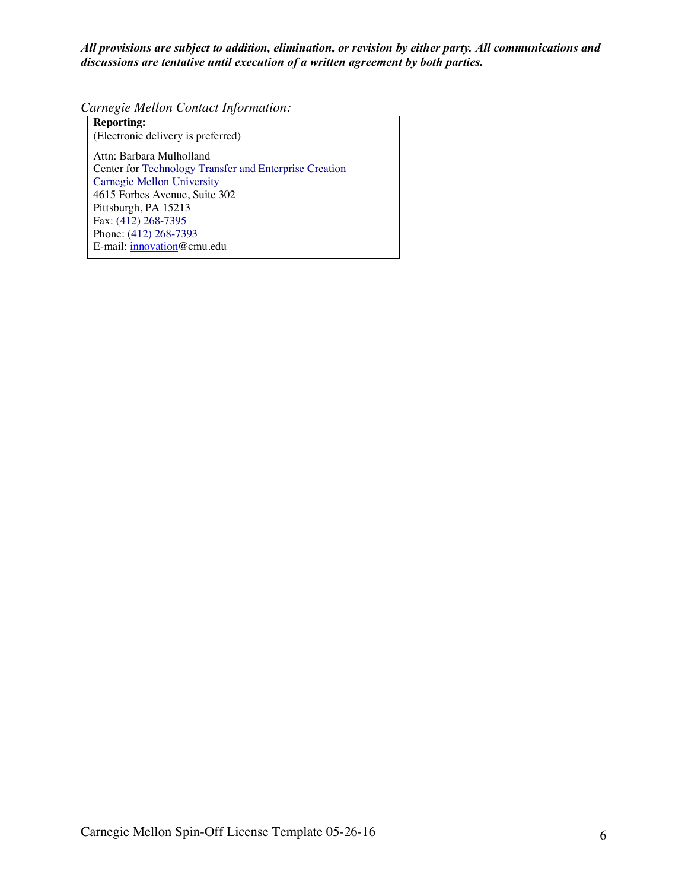***All provisions are subject to addition, elimination, or revision by either party. All communications and discussions are tentative until execution of a written agreement by both parties.***

*Carnegie Mellon Contact Information:*

| **Reporting:** |
| --- |
| (Electronic delivery is preferred)<br><br>Attn: Barbara Mulholland<br>Center for Technology Transfer and Enterprise Creation<br>Carnegie Mellon University<br>4615 Forbes Avenue, Suite 302<br>Pittsburgh, PA 15213<br>Fax: (412) 268-7395<br>Phone: (412) 268-7393<br>E-mail: innovation@cmu.edu |